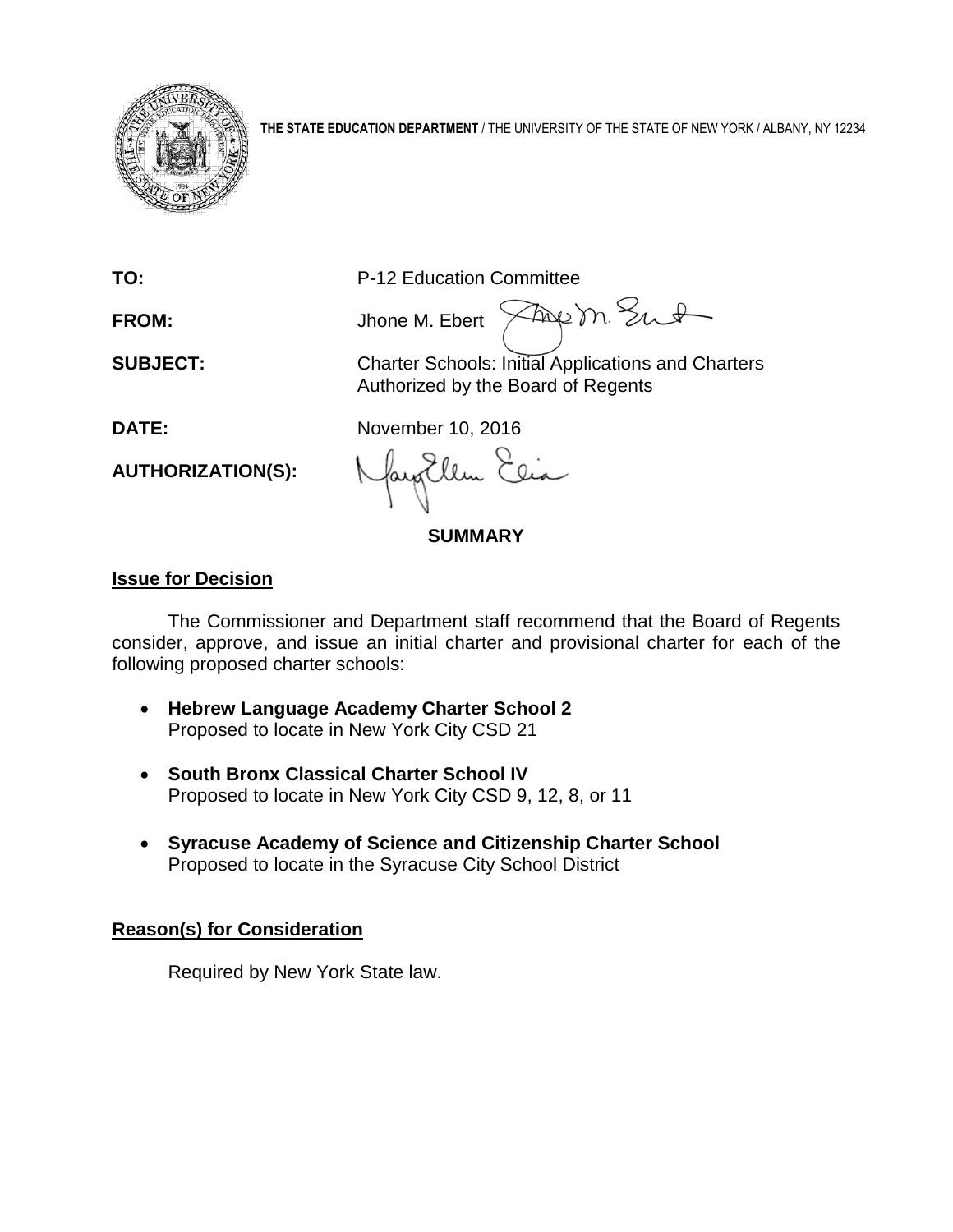**THE STATE EDUCATION DEPARTMENT** / THE UNIVERSITY OF THE STATE OF NEW YORK / ALBANY, NY 12234

**TO:** P-12 Education Committee

**FROM:** Jhone M. Ebert

**SUBJECT:** Charter Schools: Initial Applications and Charters Authorized by the Board of Regents

**DATE:** November 10, 2016

**AUTHORIZATION(S):**

## SUMMARY

### Issue for Decision

The Commissioner and Department staff recommend that the Board of Regents consider, approve, and issue an initial charter and provisional charter for each of the following proposed charter schools:

- **Hebrew Language Academy Charter School 2**
  Proposed to locate in New York City CSD 21
- **South Bronx Classical Charter School IV**
  Proposed to locate in New York City CSD 9, 12, 8, or 11
- **Syracuse Academy of Science and Citizenship Charter School**
  Proposed to locate in the Syracuse City School District

### Reason(s) for Consideration

Required by New York State law.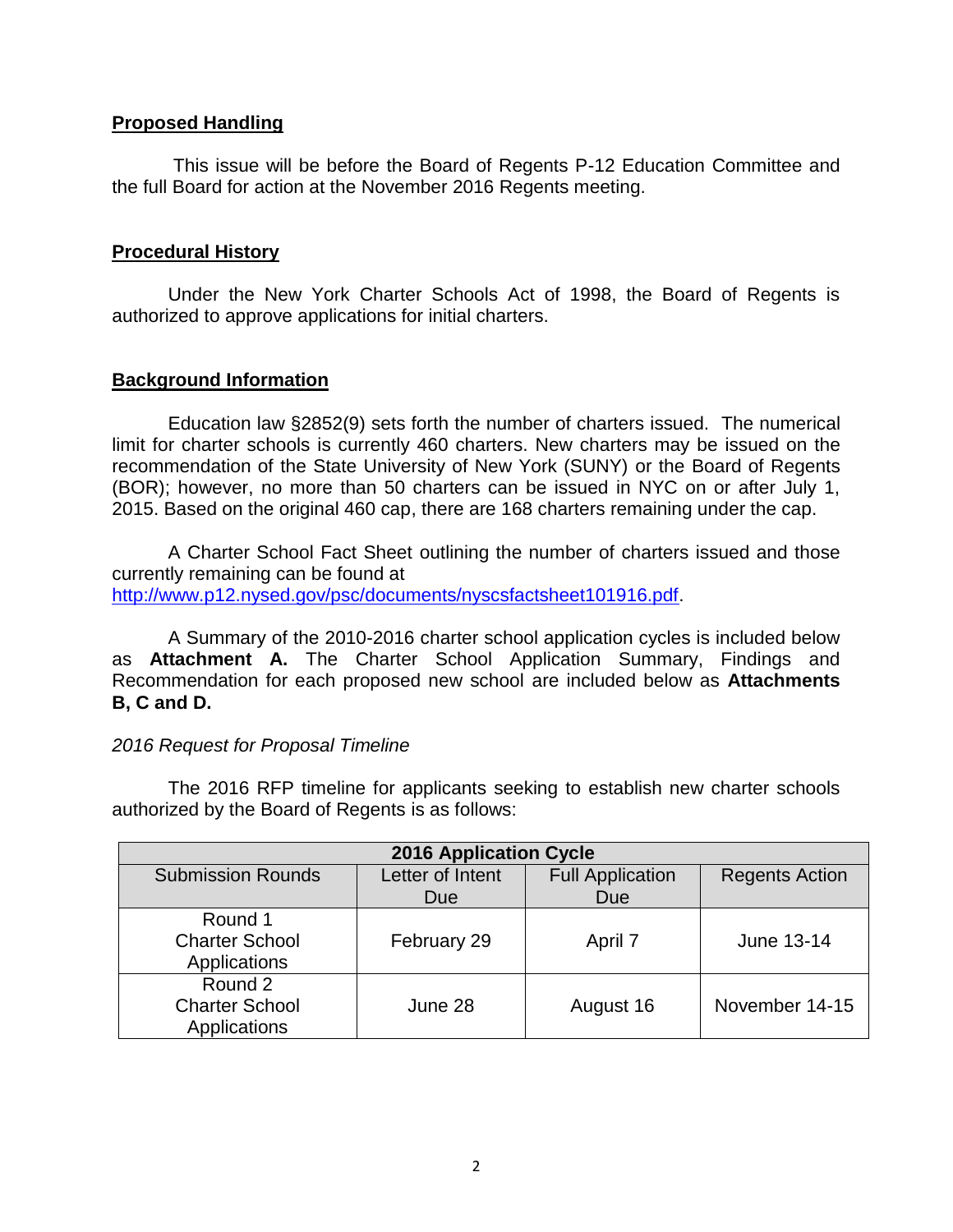## Proposed Handling

This issue will be before the Board of Regents P-12 Education Committee and the full Board for action at the November 2016 Regents meeting.

## Procedural History

Under the New York Charter Schools Act of 1998, the Board of Regents is authorized to approve applications for initial charters.

## Background Information

Education law §2852(9) sets forth the number of charters issued. The numerical limit for charter schools is currently 460 charters. New charters may be issued on the recommendation of the State University of New York (SUNY) or the Board of Regents (BOR); however, no more than 50 charters can be issued in NYC on or after July 1, 2015. Based on the original 460 cap, there are 168 charters remaining under the cap.

A Charter School Fact Sheet outlining the number of charters issued and those currently remaining can be found at http://www.p12.nysed.gov/psc/documents/nyscsfactsheet101916.pdf.

A Summary of the 2010-2016 charter school application cycles is included below as **Attachment A.** The Charter School Application Summary, Findings and Recommendation for each proposed new school are included below as **Attachments B, C and D.**

*2016 Request for Proposal Timeline*

The 2016 RFP timeline for applicants seeking to establish new charter schools authorized by the Board of Regents is as follows:

| 2016 Application Cycle | | | |
|---|---|---|---|
| Submission Rounds | Letter of Intent Due | Full Application Due | Regents Action |
| Round 1 Charter School Applications | February 29 | April 7 | June 13-14 |
| Round 2 Charter School Applications | June 28 | August 16 | November 14-15 |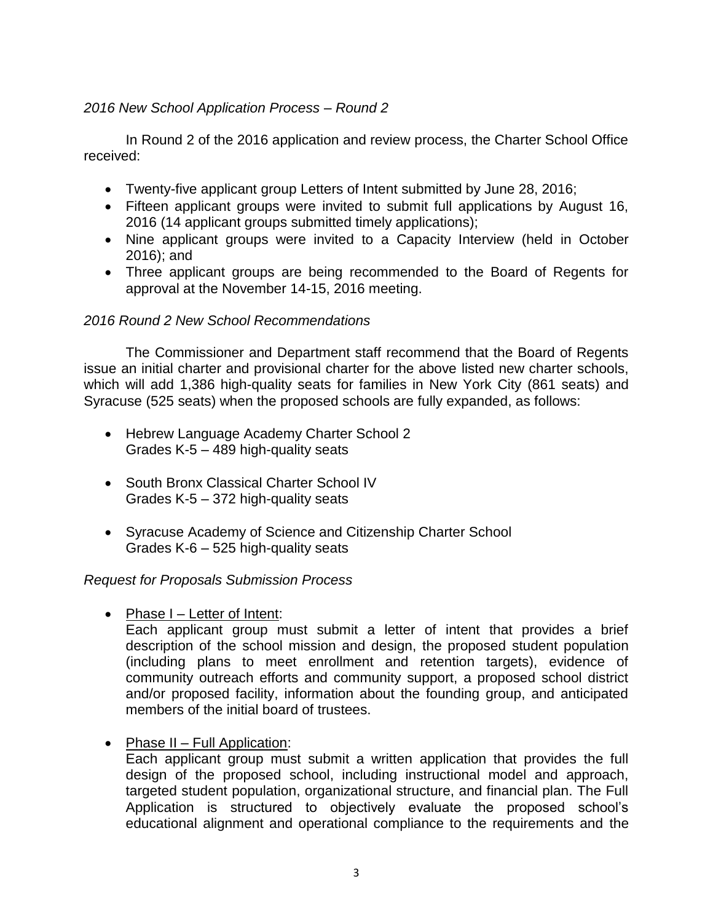*2016 New School Application Process – Round 2*

In Round 2 of the 2016 application and review process, the Charter School Office received:

- Twenty-five applicant group Letters of Intent submitted by June 28, 2016;
- Fifteen applicant groups were invited to submit full applications by August 16, 2016 (14 applicant groups submitted timely applications);
- Nine applicant groups were invited to a Capacity Interview (held in October 2016); and
- Three applicant groups are being recommended to the Board of Regents for approval at the November 14-15, 2016 meeting.

*2016 Round 2 New School Recommendations*

The Commissioner and Department staff recommend that the Board of Regents issue an initial charter and provisional charter for the above listed new charter schools, which will add 1,386 high-quality seats for families in New York City (861 seats) and Syracuse (525 seats) when the proposed schools are fully expanded, as follows:

- Hebrew Language Academy Charter School 2
  Grades K-5 – 489 high-quality seats

- South Bronx Classical Charter School IV
  Grades K-5 – 372 high-quality seats

- Syracuse Academy of Science and Citizenship Charter School
  Grades K-6 – 525 high-quality seats

*Request for Proposals Submission Process*

- Phase I – Letter of Intent:
  Each applicant group must submit a letter of intent that provides a brief description of the school mission and design, the proposed student population (including plans to meet enrollment and retention targets), evidence of community outreach efforts and community support, a proposed school district and/or proposed facility, information about the founding group, and anticipated members of the initial board of trustees.

- Phase II – Full Application:
  Each applicant group must submit a written application that provides the full design of the proposed school, including instructional model and approach, targeted student population, organizational structure, and financial plan. The Full Application is structured to objectively evaluate the proposed school's educational alignment and operational compliance to the requirements and the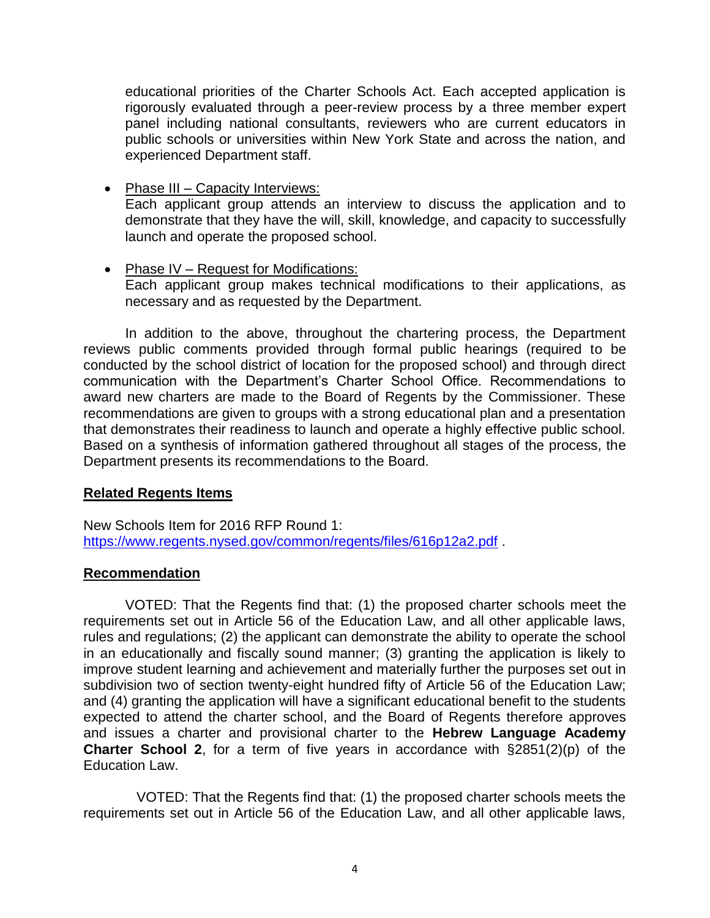educational priorities of the Charter Schools Act. Each accepted application is rigorously evaluated through a peer-review process by a three member expert panel including national consultants, reviewers who are current educators in public schools or universities within New York State and across the nation, and experienced Department staff.

- Phase III – Capacity Interviews:
  Each applicant group attends an interview to discuss the application and to demonstrate that they have the will, skill, knowledge, and capacity to successfully launch and operate the proposed school.

- Phase IV – Request for Modifications:
  Each applicant group makes technical modifications to their applications, as necessary and as requested by the Department.

In addition to the above, throughout the chartering process, the Department reviews public comments provided through formal public hearings (required to be conducted by the school district of location for the proposed school) and through direct communication with the Department's Charter School Office. Recommendations to award new charters are made to the Board of Regents by the Commissioner. These recommendations are given to groups with a strong educational plan and a presentation that demonstrates their readiness to launch and operate a highly effective public school. Based on a synthesis of information gathered throughout all stages of the process, the Department presents its recommendations to the Board.

## Related Regents Items

New Schools Item for 2016 RFP Round 1:
https://www.regents.nysed.gov/common/regents/files/616p12a2.pdf .

## Recommendation

VOTED: That the Regents find that: (1) the proposed charter schools meet the requirements set out in Article 56 of the Education Law, and all other applicable laws, rules and regulations; (2) the applicant can demonstrate the ability to operate the school in an educationally and fiscally sound manner; (3) granting the application is likely to improve student learning and achievement and materially further the purposes set out in subdivision two of section twenty-eight hundred fifty of Article 56 of the Education Law; and (4) granting the application will have a significant educational benefit to the students expected to attend the charter school, and the Board of Regents therefore approves and issues a charter and provisional charter to the **Hebrew Language Academy Charter School 2**, for a term of five years in accordance with §2851(2)(p) of the Education Law.

VOTED: That the Regents find that: (1) the proposed charter schools meets the requirements set out in Article 56 of the Education Law, and all other applicable laws,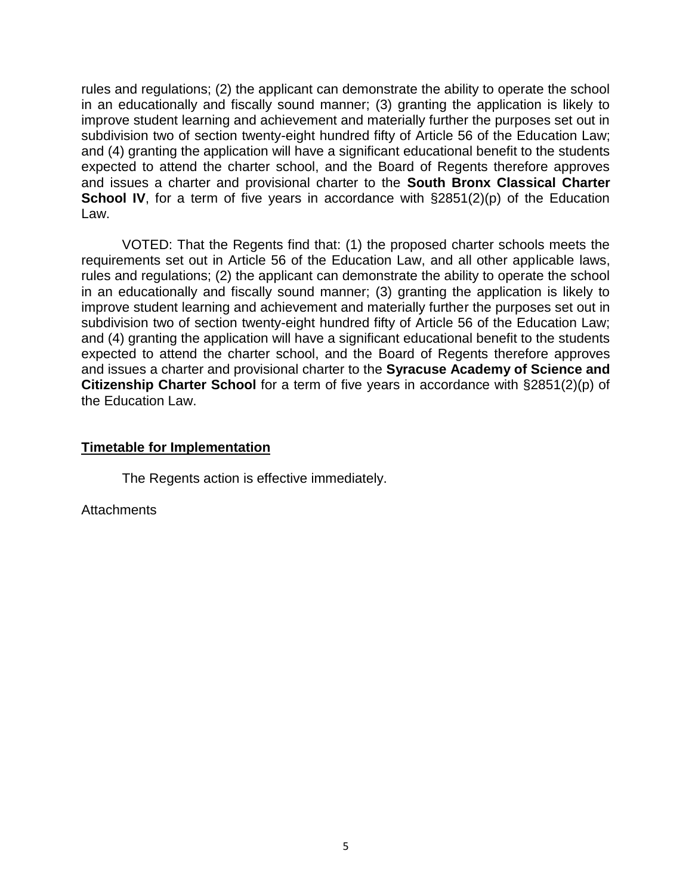rules and regulations; (2) the applicant can demonstrate the ability to operate the school in an educationally and fiscally sound manner; (3) granting the application is likely to improve student learning and achievement and materially further the purposes set out in subdivision two of section twenty-eight hundred fifty of Article 56 of the Education Law; and (4) granting the application will have a significant educational benefit to the students expected to attend the charter school, and the Board of Regents therefore approves and issues a charter and provisional charter to the **South Bronx Classical Charter School IV**, for a term of five years in accordance with §2851(2)(p) of the Education Law.

VOTED: That the Regents find that: (1) the proposed charter schools meets the requirements set out in Article 56 of the Education Law, and all other applicable laws, rules and regulations; (2) the applicant can demonstrate the ability to operate the school in an educationally and fiscally sound manner; (3) granting the application is likely to improve student learning and achievement and materially further the purposes set out in subdivision two of section twenty-eight hundred fifty of Article 56 of the Education Law; and (4) granting the application will have a significant educational benefit to the students expected to attend the charter school, and the Board of Regents therefore approves and issues a charter and provisional charter to the **Syracuse Academy of Science and Citizenship Charter School** for a term of five years in accordance with §2851(2)(p) of the Education Law.

**Timetable for Implementation**

The Regents action is effective immediately.

Attachments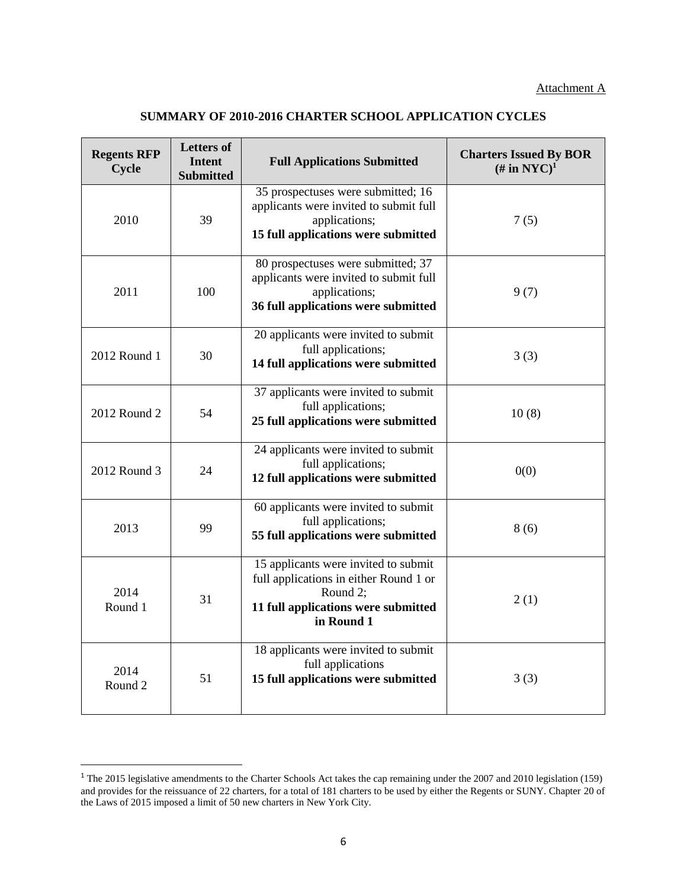Attachment A

## SUMMARY OF 2010-2016 CHARTER SCHOOL APPLICATION CYCLES

| Regents RFP Cycle | Letters of Intent Submitted | Full Applications Submitted | Charters Issued By BOR (# in NYC)[1] |
|---|---|---|---|
| 2010 | 39 | 35 prospectuses were submitted; 16 applicants were invited to submit full applications; **15 full applications were submitted** | 7 (5) |
| 2011 | 100 | 80 prospectuses were submitted; 37 applicants were invited to submit full applications; **36 full applications were submitted** | 9 (7) |
| 2012 Round 1 | 30 | 20 applicants were invited to submit full applications; **14 full applications were submitted** | 3 (3) |
| 2012 Round 2 | 54 | 37 applicants were invited to submit full applications; **25 full applications were submitted** | 10 (8) |
| 2012 Round 3 | 24 | 24 applicants were invited to submit full applications; **12 full applications were submitted** | 0(0) |
| 2013 | 99 | 60 applicants were invited to submit full applications; **55 full applications were submitted** | 8 (6) |
| 2014 Round 1 | 31 | 15 applicants were invited to submit full applications in either Round 1 or Round 2; **11 full applications were submitted in Round 1** | 2 (1) |
| 2014 Round 2 | 51 | 18 applicants were invited to submit full applications **15 full applications were submitted** | 3 (3) |

[1] The 2015 legislative amendments to the Charter Schools Act takes the cap remaining under the 2007 and 2010 legislation (159) and provides for the reissuance of 22 charters, for a total of 181 charters to be used by either the Regents or SUNY. Chapter 20 of the Laws of 2015 imposed a limit of 50 new charters in New York City.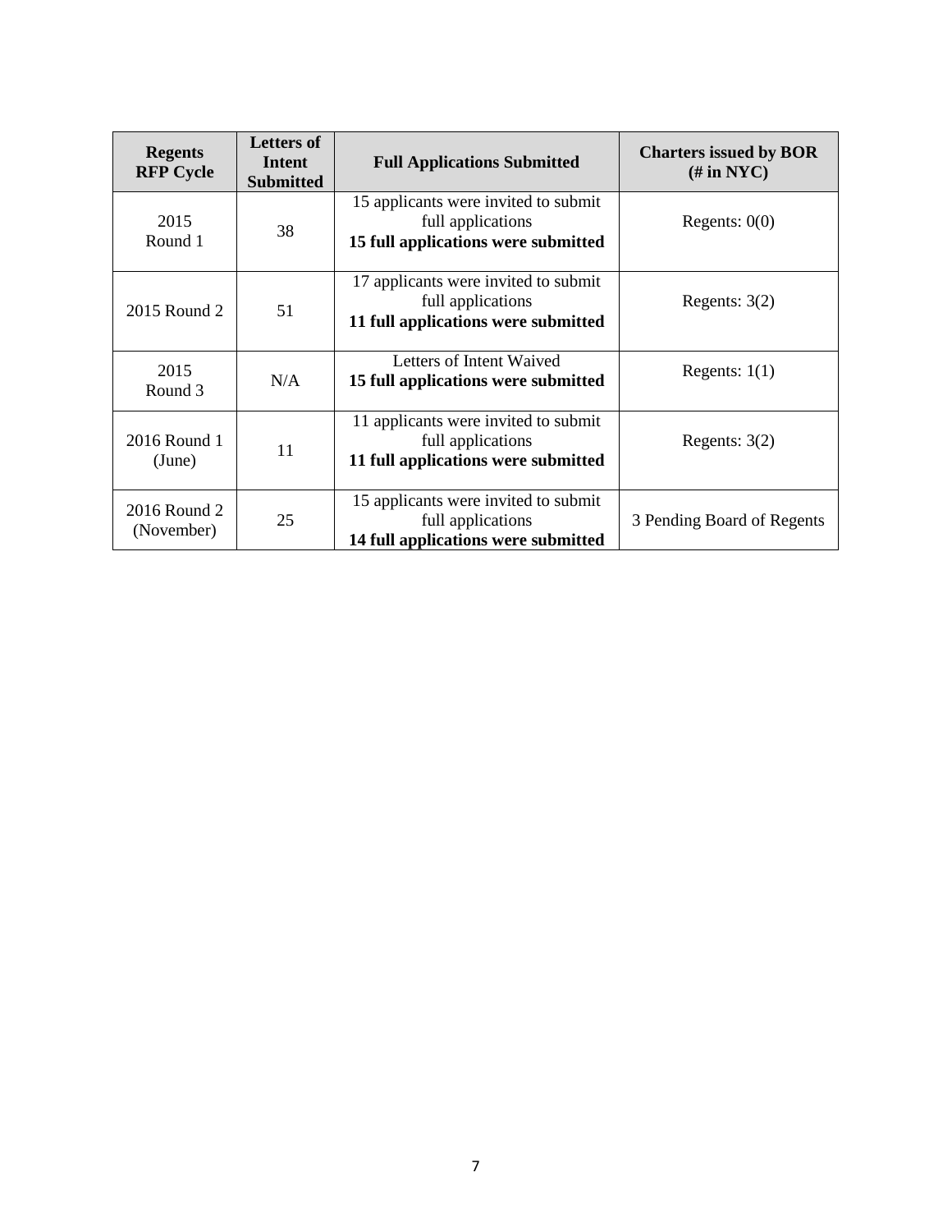| Regents RFP Cycle | Letters of Intent Submitted | Full Applications Submitted | Charters issued by BOR (# in NYC) |
| --- | --- | --- | --- |
| 2015 Round 1 | 38 | 15 applicants were invited to submit full applications **15 full applications were submitted** | Regents: 0(0) |
| 2015 Round 2 | 51 | 17 applicants were invited to submit full applications **11 full applications were submitted** | Regents: 3(2) |
| 2015 Round 3 | N/A | Letters of Intent Waived **15 full applications were submitted** | Regents: 1(1) |
| 2016 Round 1 (June) | 11 | 11 applicants were invited to submit full applications **11 full applications were submitted** | Regents: 3(2) |
| 2016 Round 2 (November) | 25 | 15 applicants were invited to submit full applications **14 full applications were submitted** | 3 Pending Board of Regents |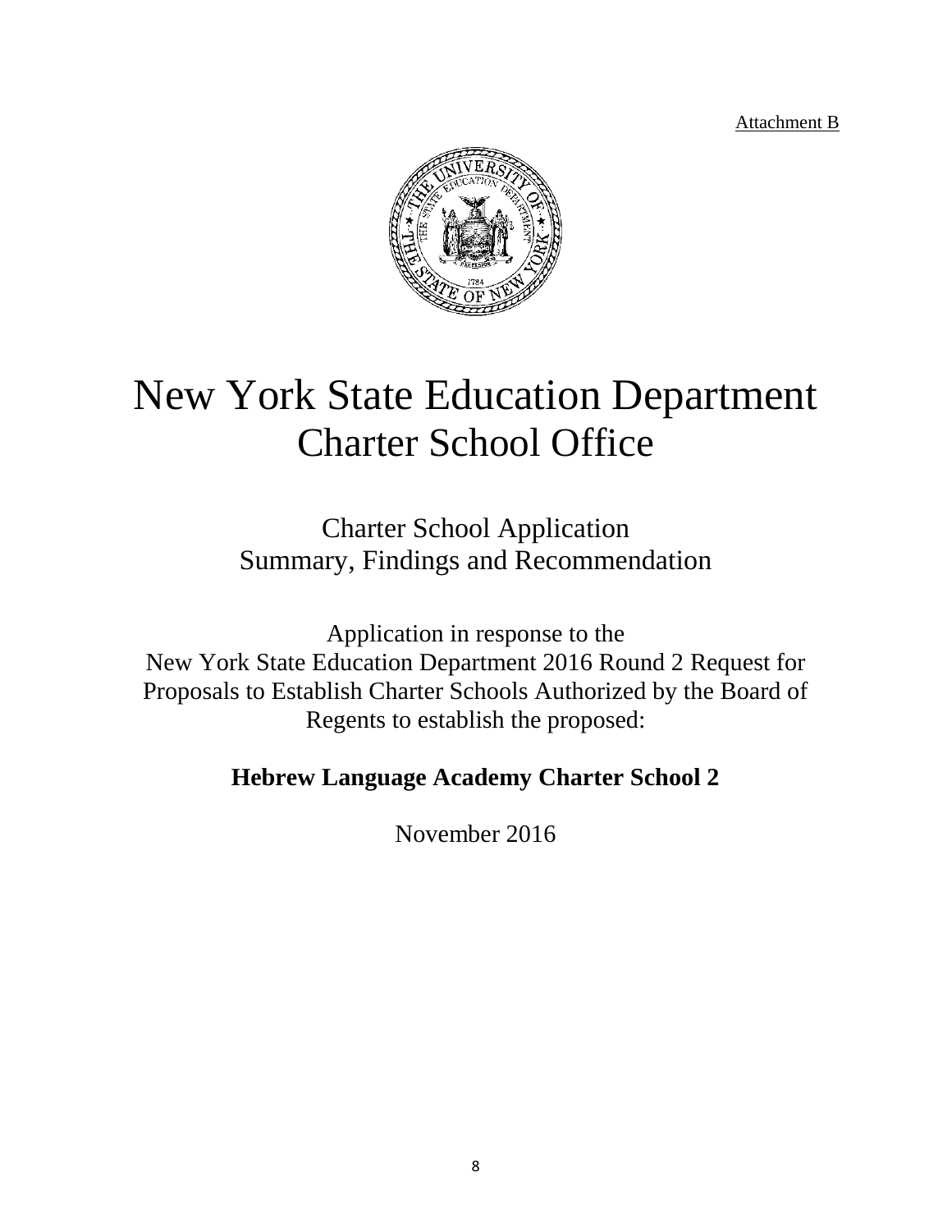Attachment B

# New York State Education Department
# Charter School Office

## Charter School Application
## Summary, Findings and Recommendation

Application in response to the
New York State Education Department 2016 Round 2 Request for Proposals to Establish Charter Schools Authorized by the Board of Regents to establish the proposed:

**Hebrew Language Academy Charter School 2**

November 2016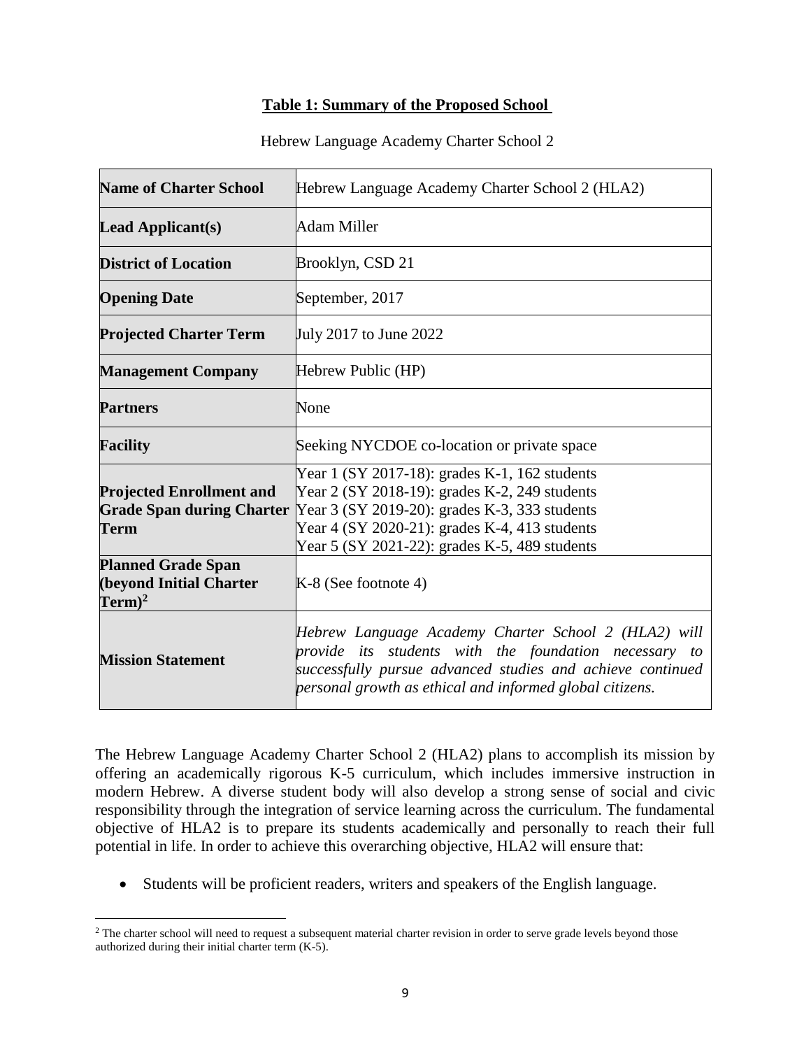**Table 1: Summary of the Proposed School**

Hebrew Language Academy Charter School 2

| | |
|---|---|
| **Name of Charter School** | Hebrew Language Academy Charter School 2 (HLA2) |
| **Lead Applicant(s)** | Adam Miller |
| **District of Location** | Brooklyn, CSD 21 |
| **Opening Date** | September, 2017 |
| **Projected Charter Term** | July 2017 to June 2022 |
| **Management Company** | Hebrew Public (HP) |
| **Partners** | None |
| **Facility** | Seeking NYCDOE co-location or private space |
| **Projected Enrollment and Grade Span during Charter Term** | Year 1 (SY 2017-18): grades K-1, 162 students<br>Year 2 (SY 2018-19): grades K-2, 249 students<br>Year 3 (SY 2019-20): grades K-3, 333 students<br>Year 4 (SY 2020-21): grades K-4, 413 students<br>Year 5 (SY 2021-22): grades K-5, 489 students |
| **Planned Grade Span (beyond Initial Charter Term)**[2] | K-8 (See footnote 4) |
| **Mission Statement** | *Hebrew Language Academy Charter School 2 (HLA2) will provide its students with the foundation necessary to successfully pursue advanced studies and achieve continued personal growth as ethical and informed global citizens.* |

The Hebrew Language Academy Charter School 2 (HLA2) plans to accomplish its mission by offering an academically rigorous K-5 curriculum, which includes immersive instruction in modern Hebrew. A diverse student body will also develop a strong sense of social and civic responsibility through the integration of service learning across the curriculum. The fundamental objective of HLA2 is to prepare its students academically and personally to reach their full potential in life. In order to achieve this overarching objective, HLA2 will ensure that:

- Students will be proficient readers, writers and speakers of the English language.

[2] The charter school will need to request a subsequent material charter revision in order to serve grade levels beyond those authorized during their initial charter term (K-5).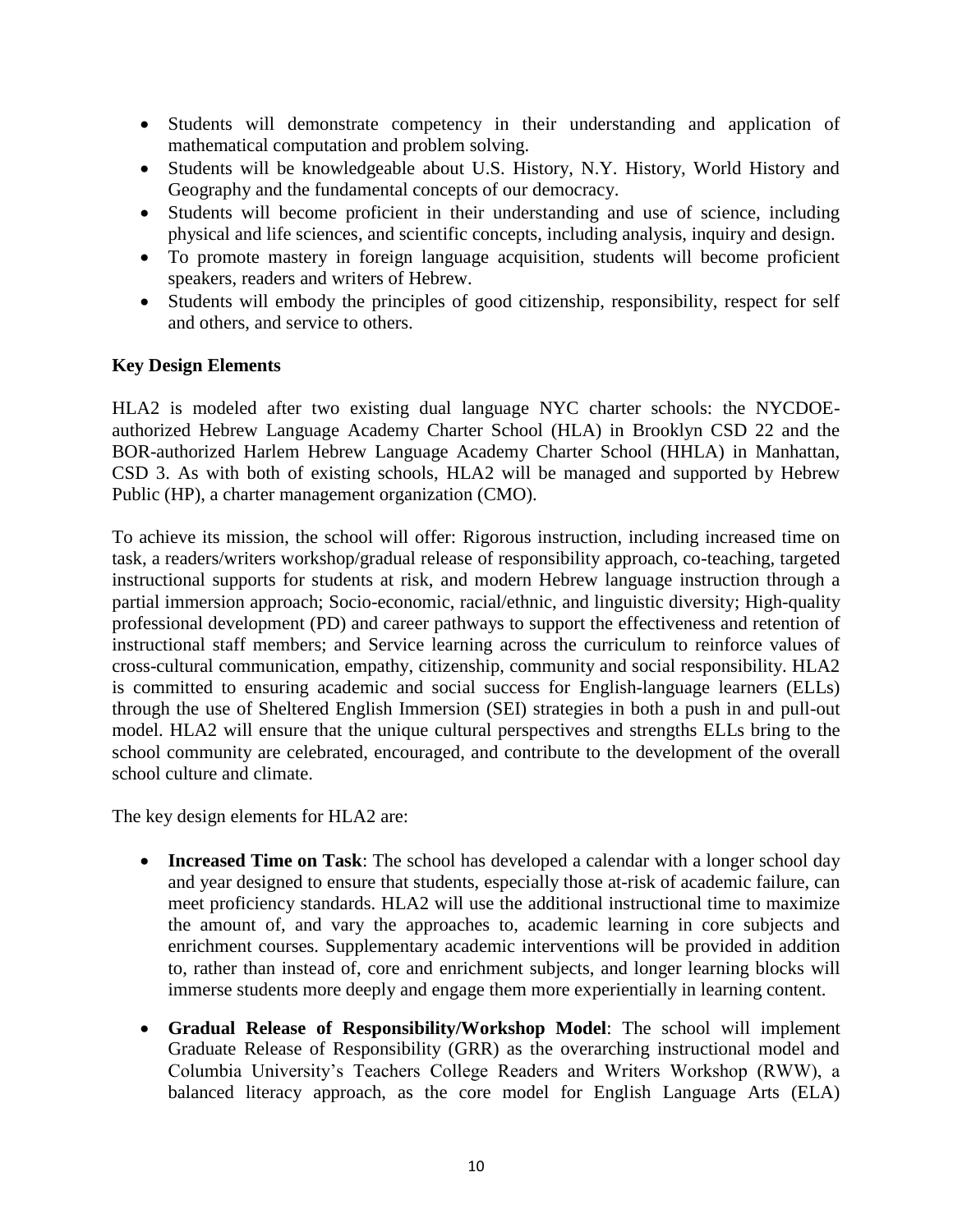- Students will demonstrate competency in their understanding and application of mathematical computation and problem solving.
- Students will be knowledgeable about U.S. History, N.Y. History, World History and Geography and the fundamental concepts of our democracy.
- Students will become proficient in their understanding and use of science, including physical and life sciences, and scientific concepts, including analysis, inquiry and design.
- To promote mastery in foreign language acquisition, students will become proficient speakers, readers and writers of Hebrew.
- Students will embody the principles of good citizenship, responsibility, respect for self and others, and service to others.

**Key Design Elements**

HLA2 is modeled after two existing dual language NYC charter schools: the NYCDOE-authorized Hebrew Language Academy Charter School (HLA) in Brooklyn CSD 22 and the BOR-authorized Harlem Hebrew Language Academy Charter School (HHLA) in Manhattan, CSD 3. As with both of existing schools, HLA2 will be managed and supported by Hebrew Public (HP), a charter management organization (CMO).

To achieve its mission, the school will offer: Rigorous instruction, including increased time on task, a readers/writers workshop/gradual release of responsibility approach, co-teaching, targeted instructional supports for students at risk, and modern Hebrew language instruction through a partial immersion approach; Socio-economic, racial/ethnic, and linguistic diversity; High-quality professional development (PD) and career pathways to support the effectiveness and retention of instructional staff members; and Service learning across the curriculum to reinforce values of cross-cultural communication, empathy, citizenship, community and social responsibility. HLA2 is committed to ensuring academic and social success for English-language learners (ELLs) through the use of Sheltered English Immersion (SEI) strategies in both a push in and pull-out model. HLA2 will ensure that the unique cultural perspectives and strengths ELLs bring to the school community are celebrated, encouraged, and contribute to the development of the overall school culture and climate.

The key design elements for HLA2 are:

- **Increased Time on Task**: The school has developed a calendar with a longer school day and year designed to ensure that students, especially those at-risk of academic failure, can meet proficiency standards. HLA2 will use the additional instructional time to maximize the amount of, and vary the approaches to, academic learning in core subjects and enrichment courses. Supplementary academic interventions will be provided in addition to, rather than instead of, core and enrichment subjects, and longer learning blocks will immerse students more deeply and engage them more experientially in learning content.
- **Gradual Release of Responsibility/Workshop Model**: The school will implement Graduate Release of Responsibility (GRR) as the overarching instructional model and Columbia University's Teachers College Readers and Writers Workshop (RWW), a balanced literacy approach, as the core model for English Language Arts (ELA)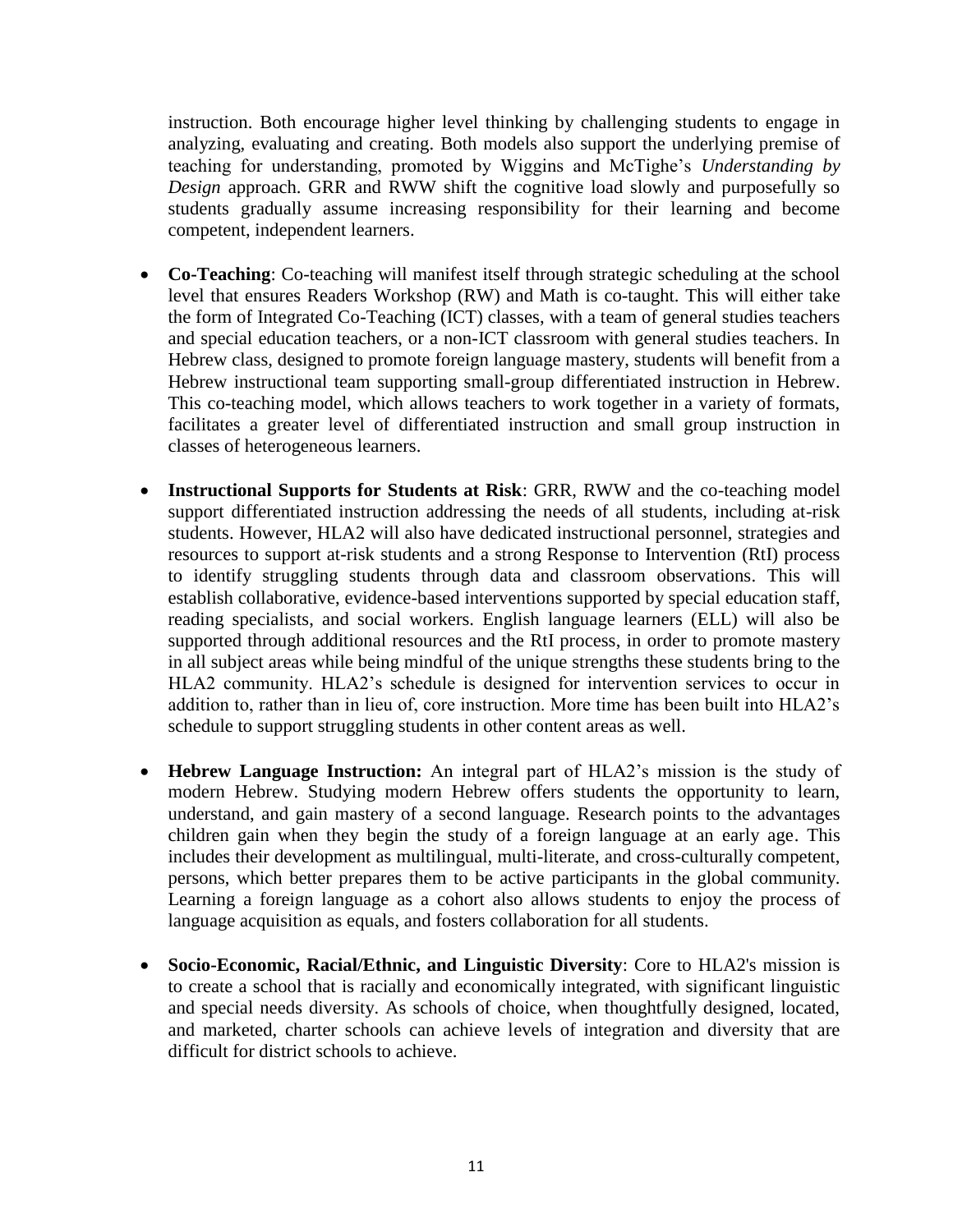instruction. Both encourage higher level thinking by challenging students to engage in analyzing, evaluating and creating. Both models also support the underlying premise of teaching for understanding, promoted by Wiggins and McTighe's *Understanding by Design* approach. GRR and RWW shift the cognitive load slowly and purposefully so students gradually assume increasing responsibility for their learning and become competent, independent learners.

- **Co-Teaching**: Co-teaching will manifest itself through strategic scheduling at the school level that ensures Readers Workshop (RW) and Math is co-taught. This will either take the form of Integrated Co-Teaching (ICT) classes, with a team of general studies teachers and special education teachers, or a non-ICT classroom with general studies teachers. In Hebrew class, designed to promote foreign language mastery, students will benefit from a Hebrew instructional team supporting small-group differentiated instruction in Hebrew. This co-teaching model, which allows teachers to work together in a variety of formats, facilitates a greater level of differentiated instruction and small group instruction in classes of heterogeneous learners.

- **Instructional Supports for Students at Risk**: GRR, RWW and the co-teaching model support differentiated instruction addressing the needs of all students, including at-risk students. However, HLA2 will also have dedicated instructional personnel, strategies and resources to support at-risk students and a strong Response to Intervention (RtI) process to identify struggling students through data and classroom observations. This will establish collaborative, evidence-based interventions supported by special education staff, reading specialists, and social workers. English language learners (ELL) will also be supported through additional resources and the RtI process, in order to promote mastery in all subject areas while being mindful of the unique strengths these students bring to the HLA2 community. HLA2's schedule is designed for intervention services to occur in addition to, rather than in lieu of, core instruction. More time has been built into HLA2's schedule to support struggling students in other content areas as well.

- **Hebrew Language Instruction:** An integral part of HLA2's mission is the study of modern Hebrew. Studying modern Hebrew offers students the opportunity to learn, understand, and gain mastery of a second language. Research points to the advantages children gain when they begin the study of a foreign language at an early age. This includes their development as multilingual, multi-literate, and cross-culturally competent, persons, which better prepares them to be active participants in the global community. Learning a foreign language as a cohort also allows students to enjoy the process of language acquisition as equals, and fosters collaboration for all students.

- **Socio-Economic, Racial/Ethnic, and Linguistic Diversity**: Core to HLA2's mission is to create a school that is racially and economically integrated, with significant linguistic and special needs diversity. As schools of choice, when thoughtfully designed, located, and marketed, charter schools can achieve levels of integration and diversity that are difficult for district schools to achieve.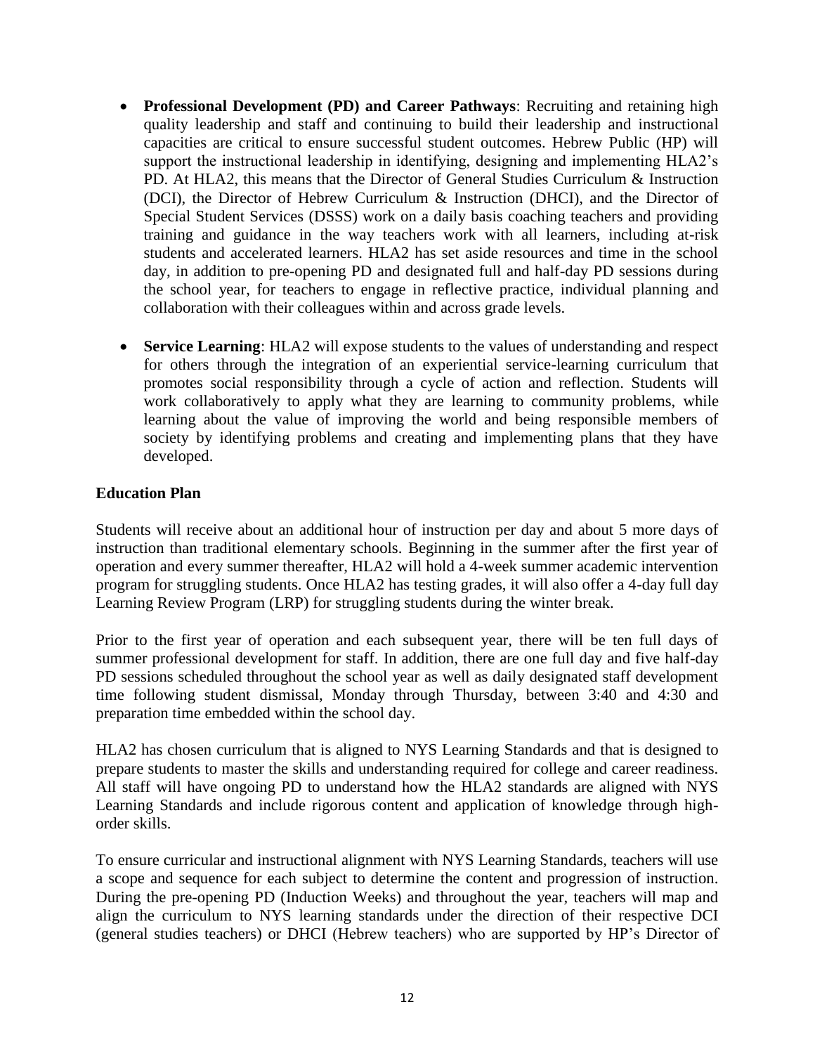- **Professional Development (PD) and Career Pathways**: Recruiting and retaining high quality leadership and staff and continuing to build their leadership and instructional capacities are critical to ensure successful student outcomes. Hebrew Public (HP) will support the instructional leadership in identifying, designing and implementing HLA2's PD. At HLA2, this means that the Director of General Studies Curriculum & Instruction (DCI), the Director of Hebrew Curriculum & Instruction (DHCI), and the Director of Special Student Services (DSSS) work on a daily basis coaching teachers and providing training and guidance in the way teachers work with all learners, including at-risk students and accelerated learners. HLA2 has set aside resources and time in the school day, in addition to pre-opening PD and designated full and half-day PD sessions during the school year, for teachers to engage in reflective practice, individual planning and collaboration with their colleagues within and across grade levels.

- **Service Learning**: HLA2 will expose students to the values of understanding and respect for others through the integration of an experiential service-learning curriculum that promotes social responsibility through a cycle of action and reflection. Students will work collaboratively to apply what they are learning to community problems, while learning about the value of improving the world and being responsible members of society by identifying problems and creating and implementing plans that they have developed.

**Education Plan**

Students will receive about an additional hour of instruction per day and about 5 more days of instruction than traditional elementary schools. Beginning in the summer after the first year of operation and every summer thereafter, HLA2 will hold a 4-week summer academic intervention program for struggling students. Once HLA2 has testing grades, it will also offer a 4-day full day Learning Review Program (LRP) for struggling students during the winter break.

Prior to the first year of operation and each subsequent year, there will be ten full days of summer professional development for staff. In addition, there are one full day and five half-day PD sessions scheduled throughout the school year as well as daily designated staff development time following student dismissal, Monday through Thursday, between 3:40 and 4:30 and preparation time embedded within the school day.

HLA2 has chosen curriculum that is aligned to NYS Learning Standards and that is designed to prepare students to master the skills and understanding required for college and career readiness. All staff will have ongoing PD to understand how the HLA2 standards are aligned with NYS Learning Standards and include rigorous content and application of knowledge through high-order skills.

To ensure curricular and instructional alignment with NYS Learning Standards, teachers will use a scope and sequence for each subject to determine the content and progression of instruction. During the pre-opening PD (Induction Weeks) and throughout the year, teachers will map and align the curriculum to NYS learning standards under the direction of their respective DCI (general studies teachers) or DHCI (Hebrew teachers) who are supported by HP's Director of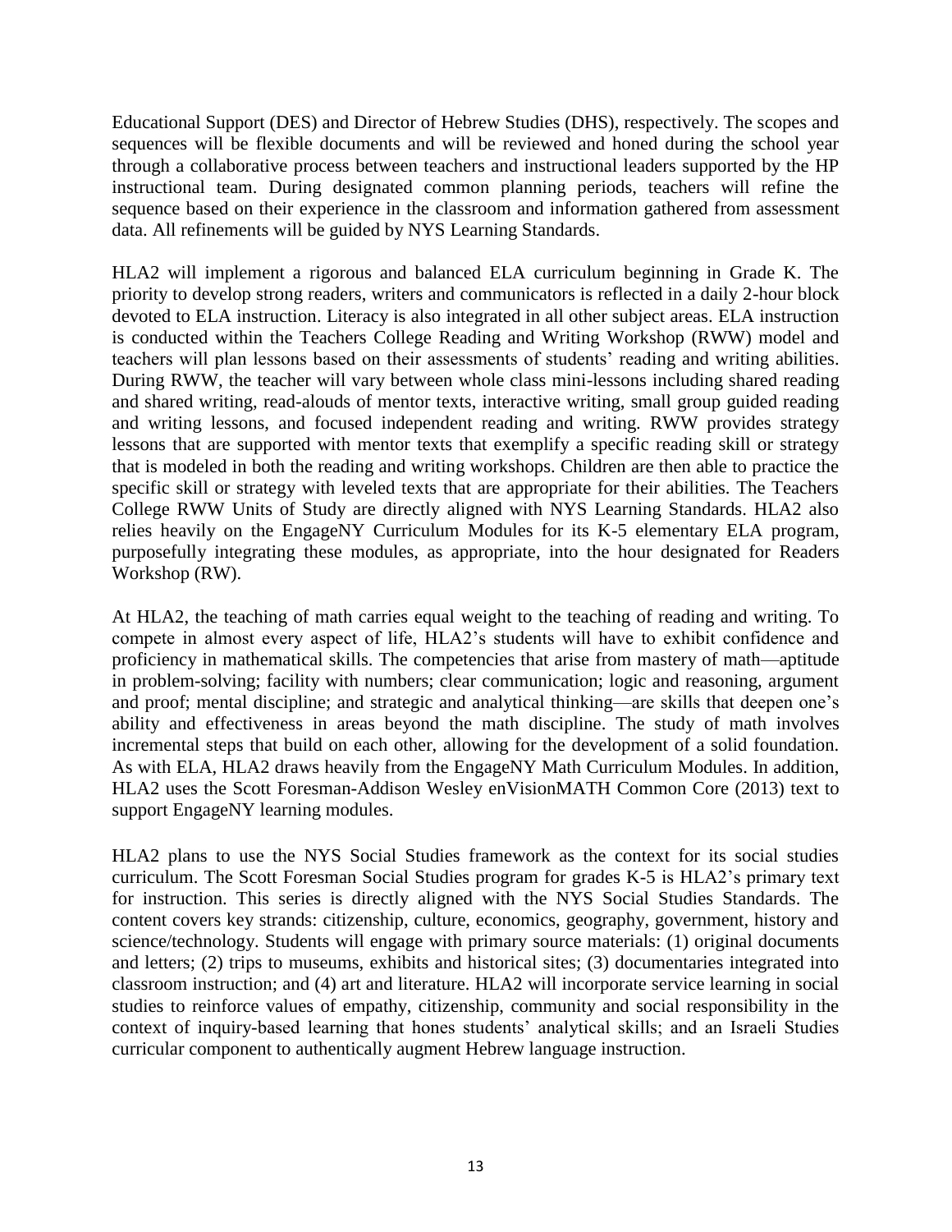Educational Support (DES) and Director of Hebrew Studies (DHS), respectively. The scopes and sequences will be flexible documents and will be reviewed and honed during the school year through a collaborative process between teachers and instructional leaders supported by the HP instructional team. During designated common planning periods, teachers will refine the sequence based on their experience in the classroom and information gathered from assessment data. All refinements will be guided by NYS Learning Standards.

HLA2 will implement a rigorous and balanced ELA curriculum beginning in Grade K. The priority to develop strong readers, writers and communicators is reflected in a daily 2-hour block devoted to ELA instruction. Literacy is also integrated in all other subject areas. ELA instruction is conducted within the Teachers College Reading and Writing Workshop (RWW) model and teachers will plan lessons based on their assessments of students' reading and writing abilities. During RWW, the teacher will vary between whole class mini-lessons including shared reading and shared writing, read-alouds of mentor texts, interactive writing, small group guided reading and writing lessons, and focused independent reading and writing. RWW provides strategy lessons that are supported with mentor texts that exemplify a specific reading skill or strategy that is modeled in both the reading and writing workshops. Children are then able to practice the specific skill or strategy with leveled texts that are appropriate for their abilities. The Teachers College RWW Units of Study are directly aligned with NYS Learning Standards. HLA2 also relies heavily on the EngageNY Curriculum Modules for its K-5 elementary ELA program, purposefully integrating these modules, as appropriate, into the hour designated for Readers Workshop (RW).

At HLA2, the teaching of math carries equal weight to the teaching of reading and writing. To compete in almost every aspect of life, HLA2's students will have to exhibit confidence and proficiency in mathematical skills. The competencies that arise from mastery of math—aptitude in problem-solving; facility with numbers; clear communication; logic and reasoning, argument and proof; mental discipline; and strategic and analytical thinking—are skills that deepen one's ability and effectiveness in areas beyond the math discipline. The study of math involves incremental steps that build on each other, allowing for the development of a solid foundation. As with ELA, HLA2 draws heavily from the EngageNY Math Curriculum Modules. In addition, HLA2 uses the Scott Foresman-Addison Wesley enVisionMATH Common Core (2013) text to support EngageNY learning modules.

HLA2 plans to use the NYS Social Studies framework as the context for its social studies curriculum. The Scott Foresman Social Studies program for grades K-5 is HLA2's primary text for instruction. This series is directly aligned with the NYS Social Studies Standards. The content covers key strands: citizenship, culture, economics, geography, government, history and science/technology. Students will engage with primary source materials: (1) original documents and letters; (2) trips to museums, exhibits and historical sites; (3) documentaries integrated into classroom instruction; and (4) art and literature. HLA2 will incorporate service learning in social studies to reinforce values of empathy, citizenship, community and social responsibility in the context of inquiry-based learning that hones students' analytical skills; and an Israeli Studies curricular component to authentically augment Hebrew language instruction.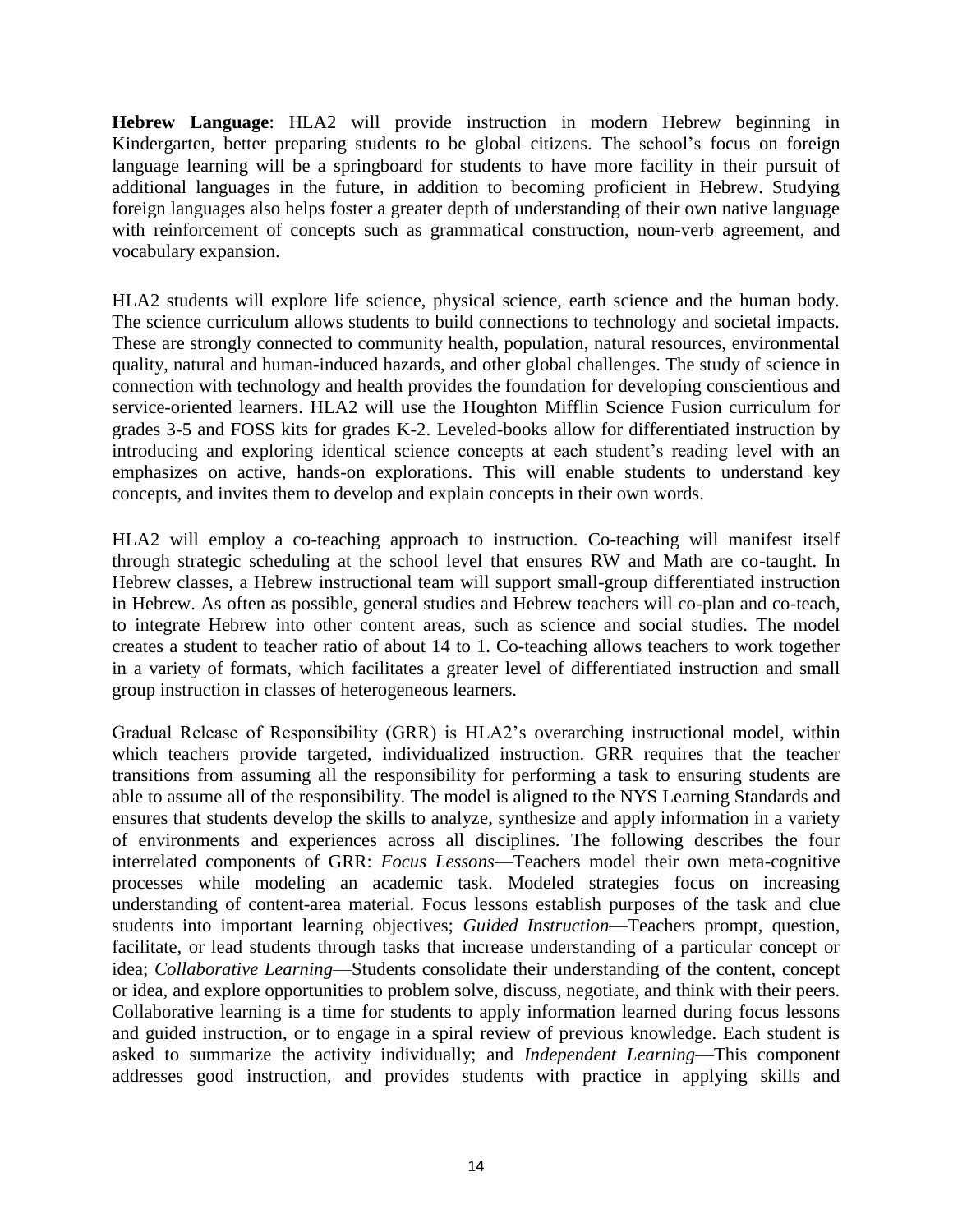**Hebrew Language**: HLA2 will provide instruction in modern Hebrew beginning in Kindergarten, better preparing students to be global citizens. The school's focus on foreign language learning will be a springboard for students to have more facility in their pursuit of additional languages in the future, in addition to becoming proficient in Hebrew. Studying foreign languages also helps foster a greater depth of understanding of their own native language with reinforcement of concepts such as grammatical construction, noun-verb agreement, and vocabulary expansion.

HLA2 students will explore life science, physical science, earth science and the human body. The science curriculum allows students to build connections to technology and societal impacts. These are strongly connected to community health, population, natural resources, environmental quality, natural and human-induced hazards, and other global challenges. The study of science in connection with technology and health provides the foundation for developing conscientious and service-oriented learners. HLA2 will use the Houghton Mifflin Science Fusion curriculum for grades 3-5 and FOSS kits for grades K-2. Leveled-books allow for differentiated instruction by introducing and exploring identical science concepts at each student's reading level with an emphasizes on active, hands-on explorations. This will enable students to understand key concepts, and invites them to develop and explain concepts in their own words.

HLA2 will employ a co-teaching approach to instruction. Co-teaching will manifest itself through strategic scheduling at the school level that ensures RW and Math are co-taught. In Hebrew classes, a Hebrew instructional team will support small-group differentiated instruction in Hebrew. As often as possible, general studies and Hebrew teachers will co-plan and co-teach, to integrate Hebrew into other content areas, such as science and social studies. The model creates a student to teacher ratio of about 14 to 1. Co-teaching allows teachers to work together in a variety of formats, which facilitates a greater level of differentiated instruction and small group instruction in classes of heterogeneous learners.

Gradual Release of Responsibility (GRR) is HLA2's overarching instructional model, within which teachers provide targeted, individualized instruction. GRR requires that the teacher transitions from assuming all the responsibility for performing a task to ensuring students are able to assume all of the responsibility. The model is aligned to the NYS Learning Standards and ensures that students develop the skills to analyze, synthesize and apply information in a variety of environments and experiences across all disciplines. The following describes the four interrelated components of GRR: *Focus Lessons*—Teachers model their own meta-cognitive processes while modeling an academic task. Modeled strategies focus on increasing understanding of content-area material. Focus lessons establish purposes of the task and clue students into important learning objectives; *Guided Instruction*—Teachers prompt, question, facilitate, or lead students through tasks that increase understanding of a particular concept or idea; *Collaborative Learning*—Students consolidate their understanding of the content, concept or idea, and explore opportunities to problem solve, discuss, negotiate, and think with their peers. Collaborative learning is a time for students to apply information learned during focus lessons and guided instruction, or to engage in a spiral review of previous knowledge. Each student is asked to summarize the activity individually; and *Independent Learning*—This component addresses good instruction, and provides students with practice in applying skills and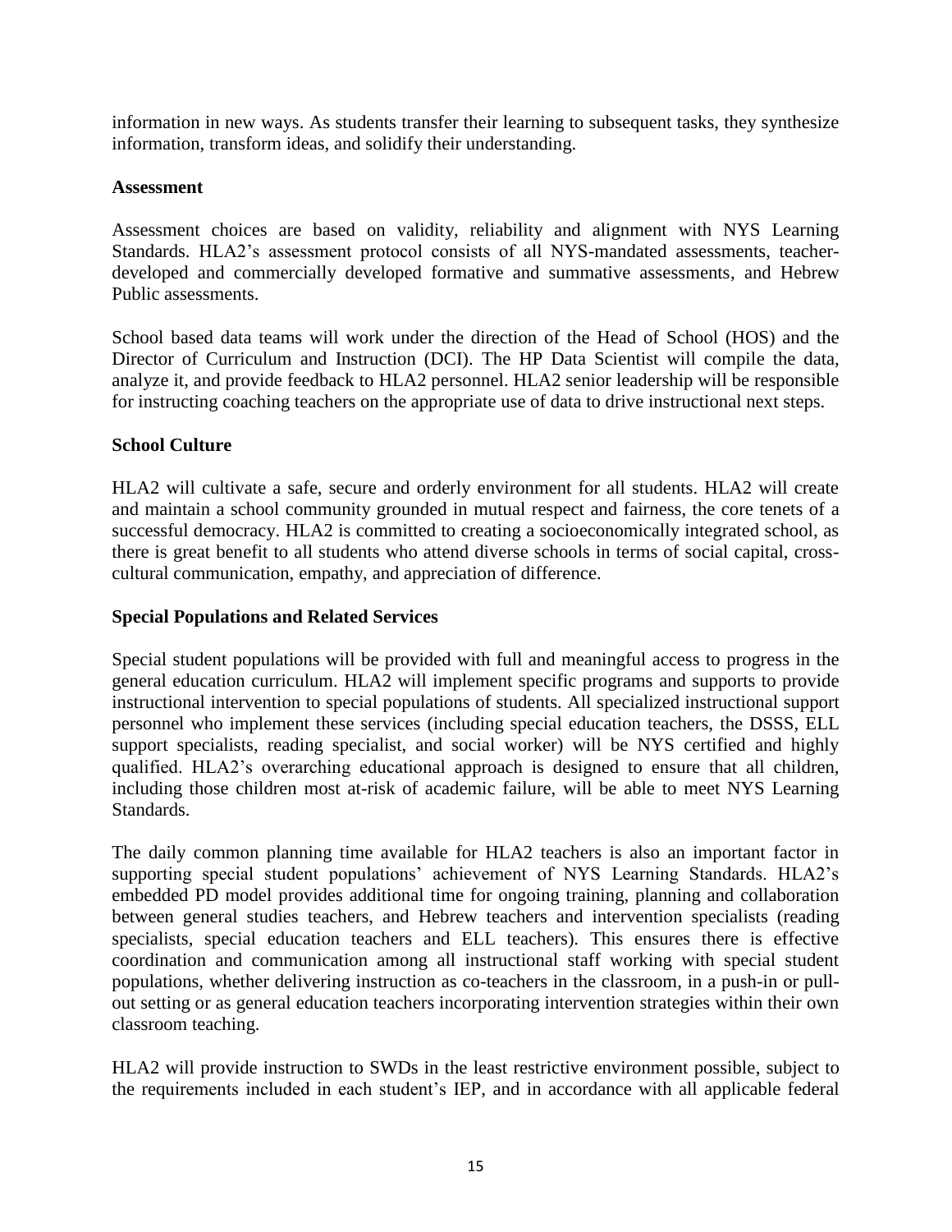information in new ways. As students transfer their learning to subsequent tasks, they synthesize information, transform ideas, and solidify their understanding.

### Assessment

Assessment choices are based on validity, reliability and alignment with NYS Learning Standards. HLA2's assessment protocol consists of all NYS-mandated assessments, teacher-developed and commercially developed formative and summative assessments, and Hebrew Public assessments.

School based data teams will work under the direction of the Head of School (HOS) and the Director of Curriculum and Instruction (DCI). The HP Data Scientist will compile the data, analyze it, and provide feedback to HLA2 personnel. HLA2 senior leadership will be responsible for instructing coaching teachers on the appropriate use of data to drive instructional next steps.

### School Culture

HLA2 will cultivate a safe, secure and orderly environment for all students. HLA2 will create and maintain a school community grounded in mutual respect and fairness, the core tenets of a successful democracy. HLA2 is committed to creating a socioeconomically integrated school, as there is great benefit to all students who attend diverse schools in terms of social capital, cross-cultural communication, empathy, and appreciation of difference.

### Special Populations and Related Services

Special student populations will be provided with full and meaningful access to progress in the general education curriculum. HLA2 will implement specific programs and supports to provide instructional intervention to special populations of students. All specialized instructional support personnel who implement these services (including special education teachers, the DSSS, ELL support specialists, reading specialist, and social worker) will be NYS certified and highly qualified. HLA2's overarching educational approach is designed to ensure that all children, including those children most at-risk of academic failure, will be able to meet NYS Learning Standards.

The daily common planning time available for HLA2 teachers is also an important factor in supporting special student populations' achievement of NYS Learning Standards. HLA2's embedded PD model provides additional time for ongoing training, planning and collaboration between general studies teachers, and Hebrew teachers and intervention specialists (reading specialists, special education teachers and ELL teachers). This ensures there is effective coordination and communication among all instructional staff working with special student populations, whether delivering instruction as co-teachers in the classroom, in a push-in or pull-out setting or as general education teachers incorporating intervention strategies within their own classroom teaching.

HLA2 will provide instruction to SWDs in the least restrictive environment possible, subject to the requirements included in each student's IEP, and in accordance with all applicable federal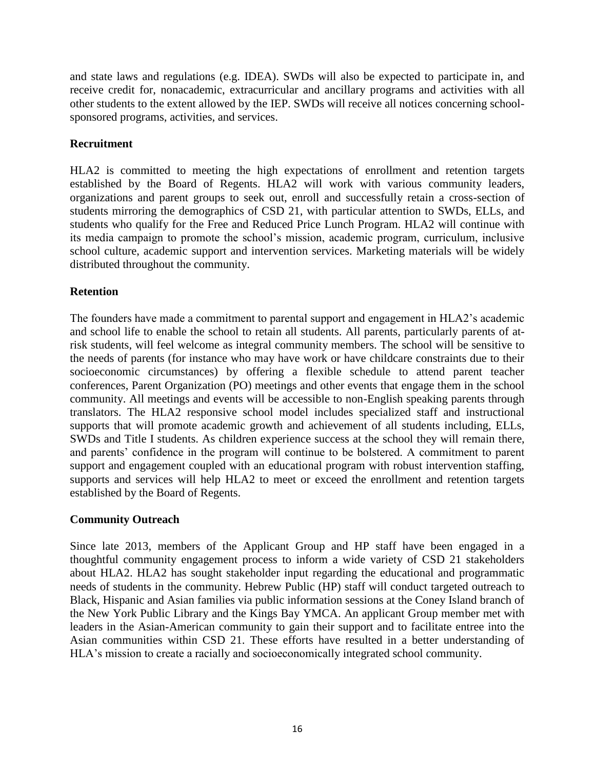and state laws and regulations (e.g. IDEA). SWDs will also be expected to participate in, and receive credit for, nonacademic, extracurricular and ancillary programs and activities with all other students to the extent allowed by the IEP. SWDs will receive all notices concerning school-sponsored programs, activities, and services.

### Recruitment

HLA2 is committed to meeting the high expectations of enrollment and retention targets established by the Board of Regents. HLA2 will work with various community leaders, organizations and parent groups to seek out, enroll and successfully retain a cross-section of students mirroring the demographics of CSD 21, with particular attention to SWDs, ELLs, and students who qualify for the Free and Reduced Price Lunch Program. HLA2 will continue with its media campaign to promote the school's mission, academic program, curriculum, inclusive school culture, academic support and intervention services. Marketing materials will be widely distributed throughout the community.

### Retention

The founders have made a commitment to parental support and engagement in HLA2's academic and school life to enable the school to retain all students. All parents, particularly parents of at-risk students, will feel welcome as integral community members. The school will be sensitive to the needs of parents (for instance who may have work or have childcare constraints due to their socioeconomic circumstances) by offering a flexible schedule to attend parent teacher conferences, Parent Organization (PO) meetings and other events that engage them in the school community. All meetings and events will be accessible to non-English speaking parents through translators. The HLA2 responsive school model includes specialized staff and instructional supports that will promote academic growth and achievement of all students including, ELLs, SWDs and Title I students. As children experience success at the school they will remain there, and parents' confidence in the program will continue to be bolstered. A commitment to parent support and engagement coupled with an educational program with robust intervention staffing, supports and services will help HLA2 to meet or exceed the enrollment and retention targets established by the Board of Regents.

### Community Outreach

Since late 2013, members of the Applicant Group and HP staff have been engaged in a thoughtful community engagement process to inform a wide variety of CSD 21 stakeholders about HLA2. HLA2 has sought stakeholder input regarding the educational and programmatic needs of students in the community. Hebrew Public (HP) staff will conduct targeted outreach to Black, Hispanic and Asian families via public information sessions at the Coney Island branch of the New York Public Library and the Kings Bay YMCA. An applicant Group member met with leaders in the Asian-American community to gain their support and to facilitate entree into the Asian communities within CSD 21. These efforts have resulted in a better understanding of HLA's mission to create a racially and socioeconomically integrated school community.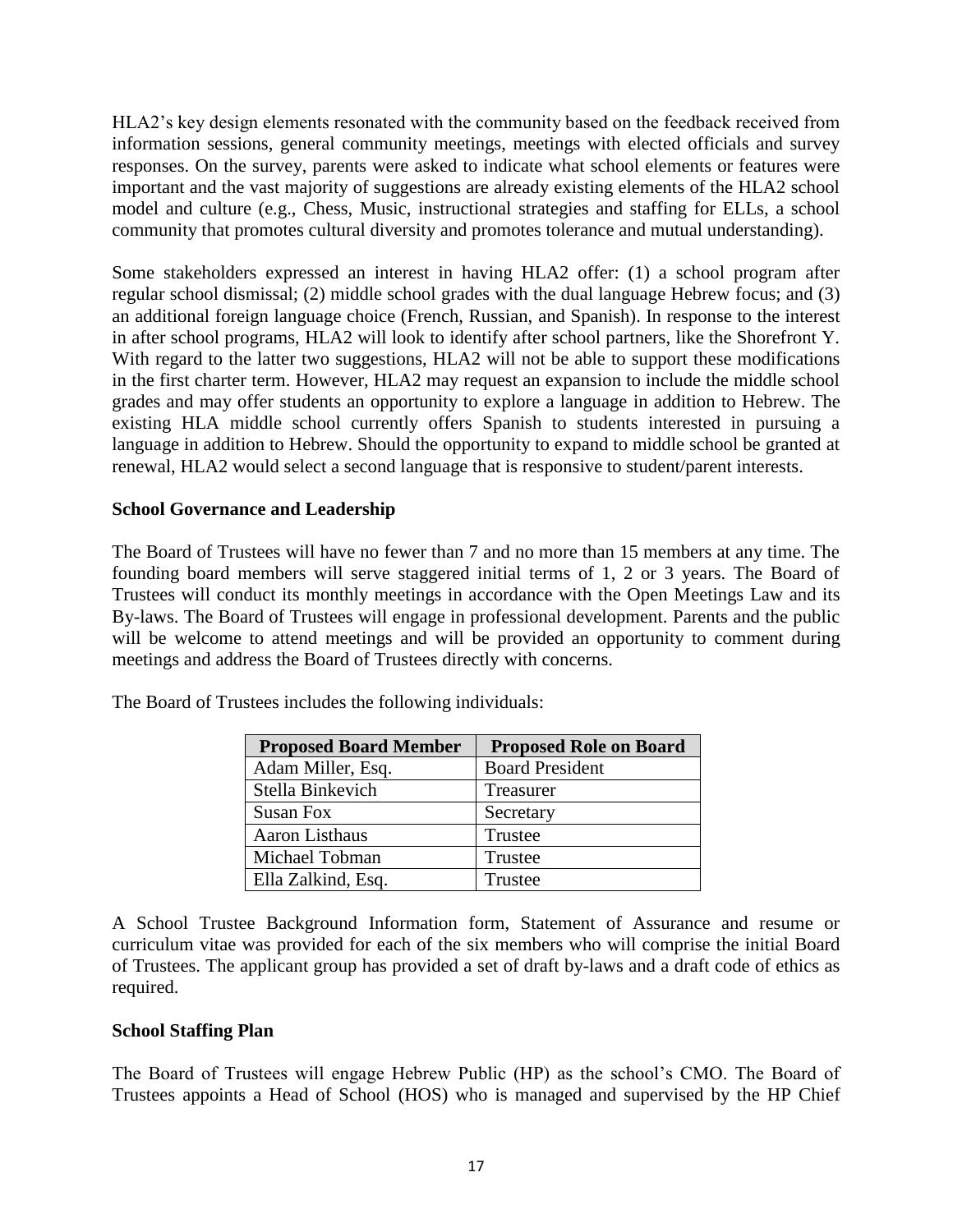HLA2's key design elements resonated with the community based on the feedback received from information sessions, general community meetings, meetings with elected officials and survey responses. On the survey, parents were asked to indicate what school elements or features were important and the vast majority of suggestions are already existing elements of the HLA2 school model and culture (e.g., Chess, Music, instructional strategies and staffing for ELLs, a school community that promotes cultural diversity and promotes tolerance and mutual understanding).

Some stakeholders expressed an interest in having HLA2 offer: (1) a school program after regular school dismissal; (2) middle school grades with the dual language Hebrew focus; and (3) an additional foreign language choice (French, Russian, and Spanish). In response to the interest in after school programs, HLA2 will look to identify after school partners, like the Shorefront Y. With regard to the latter two suggestions, HLA2 will not be able to support these modifications in the first charter term. However, HLA2 may request an expansion to include the middle school grades and may offer students an opportunity to explore a language in addition to Hebrew. The existing HLA middle school currently offers Spanish to students interested in pursuing a language in addition to Hebrew. Should the opportunity to expand to middle school be granted at renewal, HLA2 would select a second language that is responsive to student/parent interests.

**School Governance and Leadership**

The Board of Trustees will have no fewer than 7 and no more than 15 members at any time. The founding board members will serve staggered initial terms of 1, 2 or 3 years. The Board of Trustees will conduct its monthly meetings in accordance with the Open Meetings Law and its By-laws. The Board of Trustees will engage in professional development. Parents and the public will be welcome to attend meetings and will be provided an opportunity to comment during meetings and address the Board of Trustees directly with concerns.

The Board of Trustees includes the following individuals:

| Proposed Board Member | Proposed Role on Board |
|---|---|
| Adam Miller, Esq. | Board President |
| Stella Binkevich | Treasurer |
| Susan Fox | Secretary |
| Aaron Listhaus | Trustee |
| Michael Tobman | Trustee |
| Ella Zalkind, Esq. | Trustee |

A School Trustee Background Information form, Statement of Assurance and resume or curriculum vitae was provided for each of the six members who will comprise the initial Board of Trustees. The applicant group has provided a set of draft by-laws and a draft code of ethics as required.

**School Staffing Plan**

The Board of Trustees will engage Hebrew Public (HP) as the school's CMO. The Board of Trustees appoints a Head of School (HOS) who is managed and supervised by the HP Chief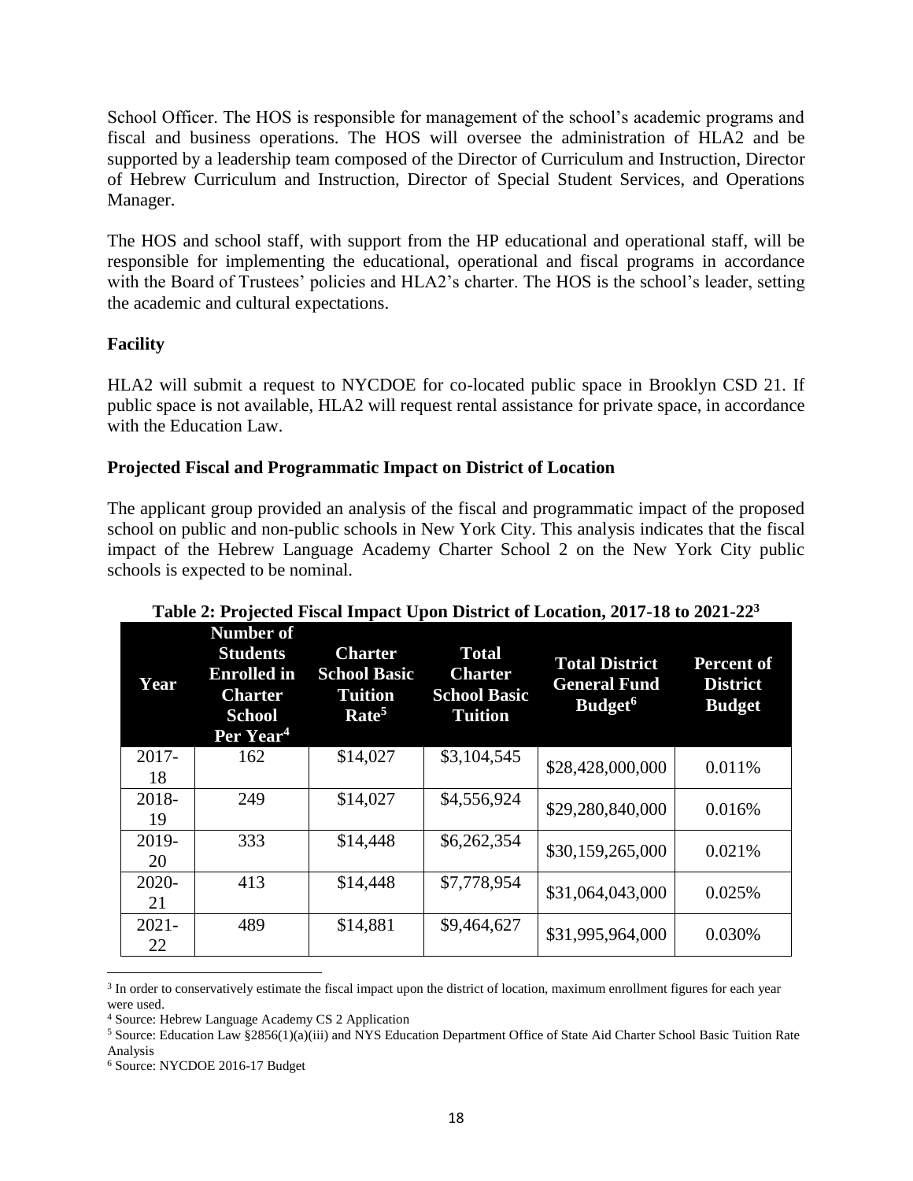School Officer. The HOS is responsible for management of the school's academic programs and fiscal and business operations. The HOS will oversee the administration of HLA2 and be supported by a leadership team composed of the Director of Curriculum and Instruction, Director of Hebrew Curriculum and Instruction, Director of Special Student Services, and Operations Manager.

The HOS and school staff, with support from the HP educational and operational staff, will be responsible for implementing the educational, operational and fiscal programs in accordance with the Board of Trustees' policies and HLA2's charter. The HOS is the school's leader, setting the academic and cultural expectations.

### Facility

HLA2 will submit a request to NYCDOE for co-located public space in Brooklyn CSD 21. If public space is not available, HLA2 will request rental assistance for private space, in accordance with the Education Law.

### Projected Fiscal and Programmatic Impact on District of Location

The applicant group provided an analysis of the fiscal and programmatic impact of the proposed school on public and non-public schools in New York City. This analysis indicates that the fiscal impact of the Hebrew Language Academy Charter School 2 on the New York City public schools is expected to be nominal.

**Table 2: Projected Fiscal Impact Upon District of Location, 2017-18 to 2021-22[3]**

| Year | Number of Students Enrolled in Charter School Per Year[4] | Charter School Basic Tuition Rate[5] | Total Charter School Basic Tuition | Total District General Fund Budget[6] | Percent of District Budget |
|---|---|---|---|---|---|
| 2017-18 | 162 | \$14,027 | \$3,104,545 | \$28,428,000,000 | 0.011% |
| 2018-19 | 249 | \$14,027 | \$4,556,924 | \$29,280,840,000 | 0.016% |
| 2019-20 | 333 | \$14,448 | \$6,262,354 | \$30,159,265,000 | 0.021% |
| 2020-21 | 413 | \$14,448 | \$7,778,954 | \$31,064,043,000 | 0.025% |
| 2021-22 | 489 | \$14,881 | \$9,464,627 | \$31,995,964,000 | 0.030% |

[3] In order to conservatively estimate the fiscal impact upon the district of location, maximum enrollment figures for each year were used.

[4] Source: Hebrew Language Academy CS 2 Application

[5] Source: Education Law §2856(1)(a)(iii) and NYS Education Department Office of State Aid Charter School Basic Tuition Rate Analysis

[6] Source: NYCDOE 2016-17 Budget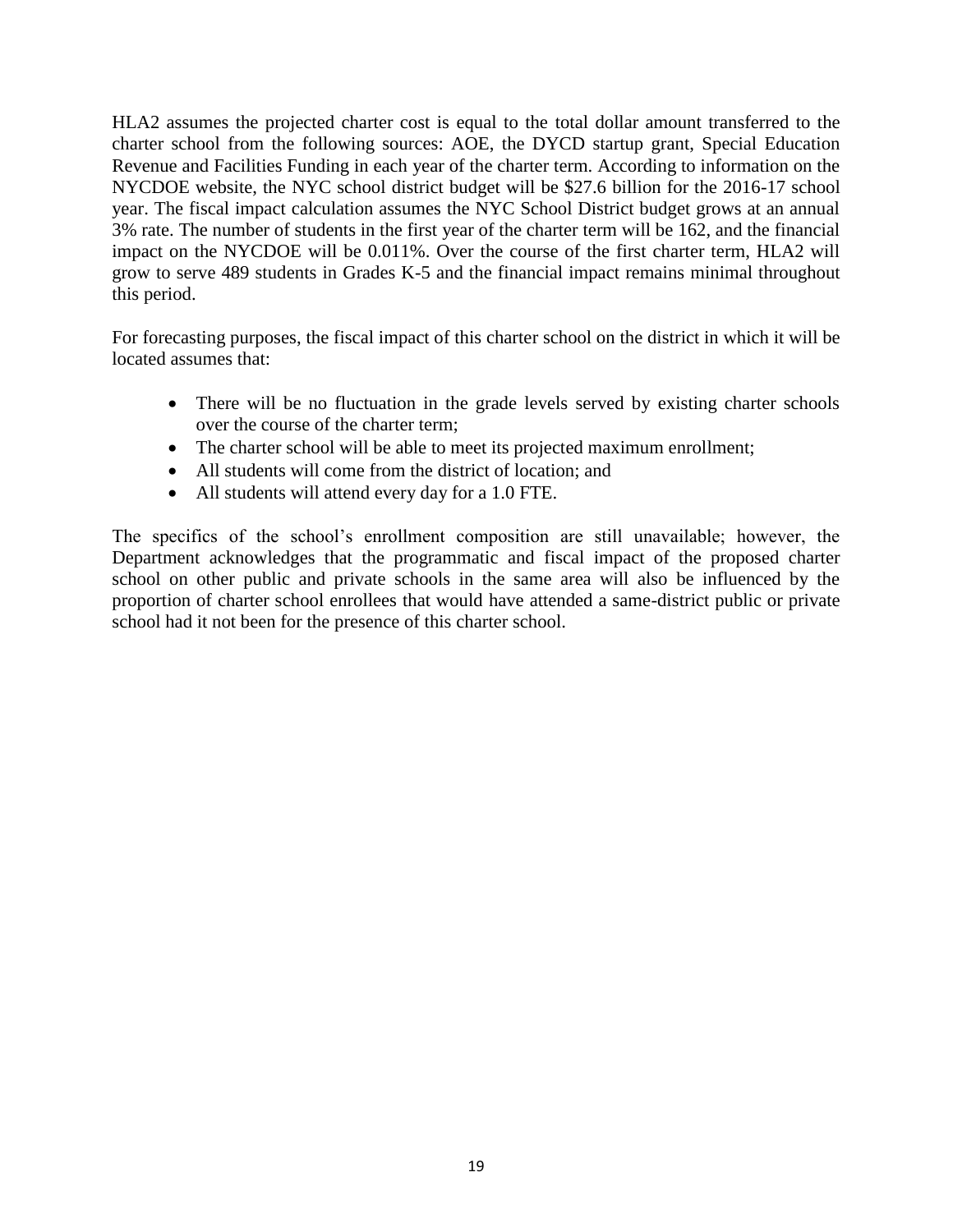HLA2 assumes the projected charter cost is equal to the total dollar amount transferred to the charter school from the following sources: AOE, the DYCD startup grant, Special Education Revenue and Facilities Funding in each year of the charter term. According to information on the NYCDOE website, the NYC school district budget will be $27.6 billion for the 2016-17 school year. The fiscal impact calculation assumes the NYC School District budget grows at an annual 3% rate. The number of students in the first year of the charter term will be 162, and the financial impact on the NYCDOE will be 0.011%. Over the course of the first charter term, HLA2 will grow to serve 489 students in Grades K-5 and the financial impact remains minimal throughout this period.

For forecasting purposes, the fiscal impact of this charter school on the district in which it will be located assumes that:

- There will be no fluctuation in the grade levels served by existing charter schools over the course of the charter term;
- The charter school will be able to meet its projected maximum enrollment;
- All students will come from the district of location; and
- All students will attend every day for a 1.0 FTE.

The specifics of the school's enrollment composition are still unavailable; however, the Department acknowledges that the programmatic and fiscal impact of the proposed charter school on other public and private schools in the same area will also be influenced by the proportion of charter school enrollees that would have attended a same-district public or private school had it not been for the presence of this charter school.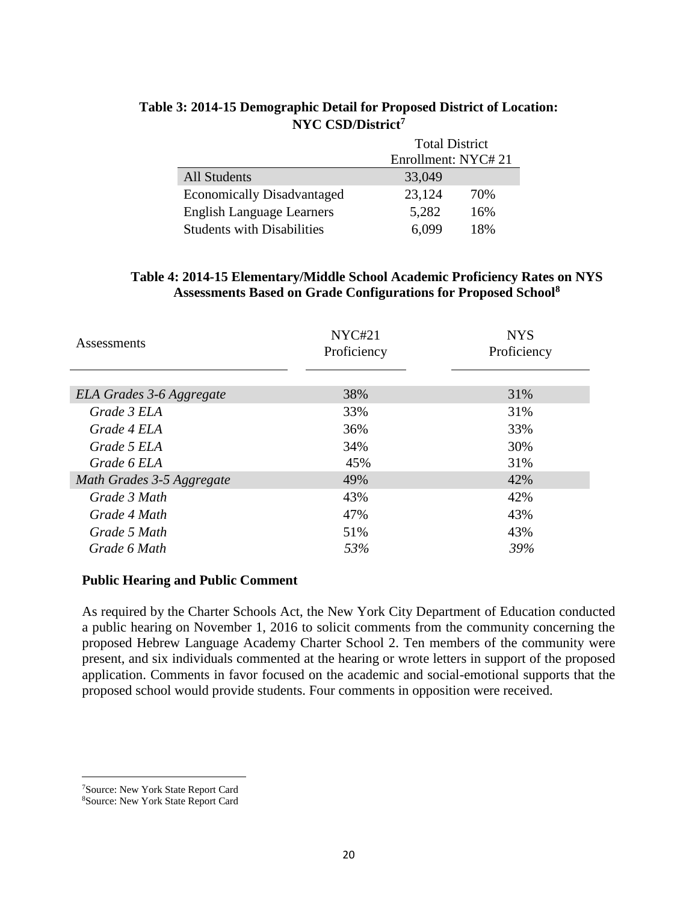**Table 3: 2014-15 Demographic Detail for Proposed District of Location: NYC CSD/District[7]**

| | Total District Enrollment: NYC# 21 | |
|---|---|---|
| All Students | 33,049 | |
| Economically Disadvantaged | 23,124 | 70% |
| English Language Learners | 5,282 | 16% |
| Students with Disabilities | 6,099 | 18% |

**Table 4: 2014-15 Elementary/Middle School Academic Proficiency Rates on NYS Assessments Based on Grade Configurations for Proposed School[8]**

| Assessments | NYC#21 Proficiency | NYS Proficiency |
|---|---|---|
| *ELA Grades 3-6 Aggregate* | 38% | 31% |
| *Grade 3 ELA* | 33% | 31% |
| *Grade 4 ELA* | 36% | 33% |
| *Grade 5 ELA* | 34% | 30% |
| *Grade 6 ELA* | 45% | 31% |
| *Math Grades 3-5 Aggregate* | 49% | 42% |
| *Grade 3 Math* | 43% | 42% |
| *Grade 4 Math* | 47% | 43% |
| *Grade 5 Math* | 51% | 43% |
| *Grade 6 Math* | *53%* | *39%* |

**Public Hearing and Public Comment**

As required by the Charter Schools Act, the New York City Department of Education conducted a public hearing on November 1, 2016 to solicit comments from the community concerning the proposed Hebrew Language Academy Charter School 2. Ten members of the community were present, and six individuals commented at the hearing or wrote letters in support of the proposed application. Comments in favor focused on the academic and social-emotional supports that the proposed school would provide students. Four comments in opposition were received.

[7]Source: New York State Report Card
[8]Source: New York State Report Card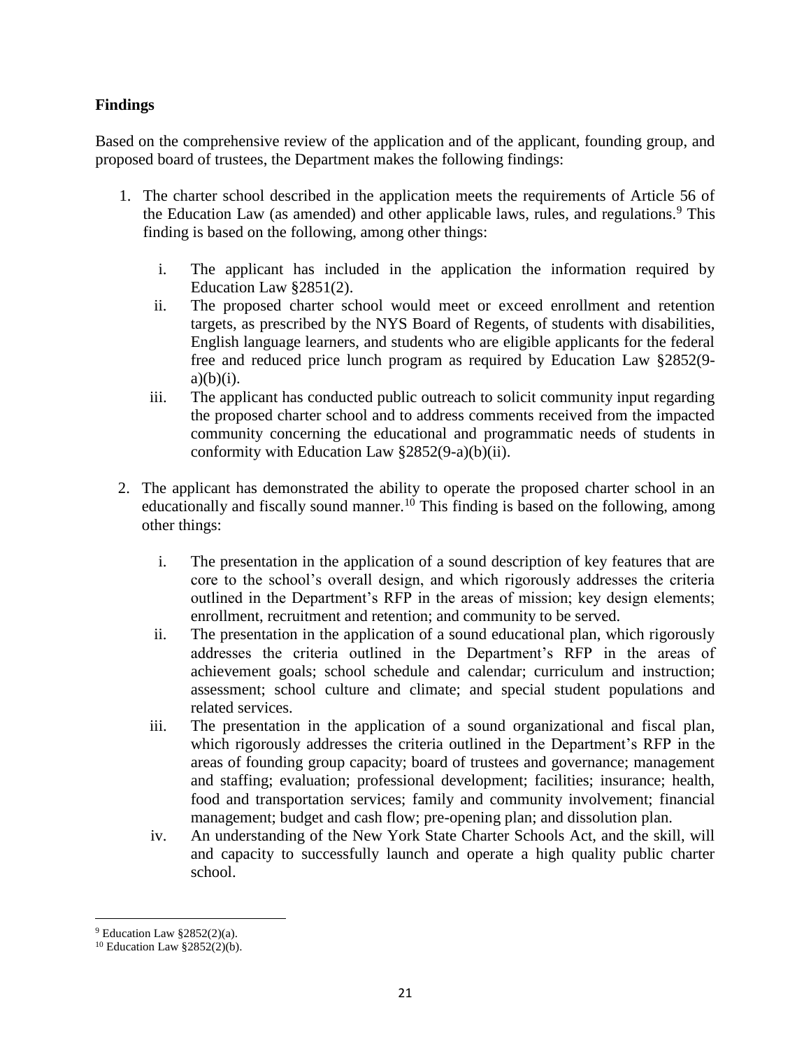**Findings**

Based on the comprehensive review of the application and of the applicant, founding group, and proposed board of trustees, the Department makes the following findings:

1. The charter school described in the application meets the requirements of Article 56 of the Education Law (as amended) and other applicable laws, rules, and regulations.[9] This finding is based on the following, among other things:

   i. The applicant has included in the application the information required by Education Law §2851(2).

   ii. The proposed charter school would meet or exceed enrollment and retention targets, as prescribed by the NYS Board of Regents, of students with disabilities, English language learners, and students who are eligible applicants for the federal free and reduced price lunch program as required by Education Law §2852(9-a)(b)(i).

   iii. The applicant has conducted public outreach to solicit community input regarding the proposed charter school and to address comments received from the impacted community concerning the educational and programmatic needs of students in conformity with Education Law §2852(9-a)(b)(ii).

2. The applicant has demonstrated the ability to operate the proposed charter school in an educationally and fiscally sound manner.[10] This finding is based on the following, among other things:

   i. The presentation in the application of a sound description of key features that are core to the school's overall design, and which rigorously addresses the criteria outlined in the Department's RFP in the areas of mission; key design elements; enrollment, recruitment and retention; and community to be served.

   ii. The presentation in the application of a sound educational plan, which rigorously addresses the criteria outlined in the Department's RFP in the areas of achievement goals; school schedule and calendar; curriculum and instruction; assessment; school culture and climate; and special student populations and related services.

   iii. The presentation in the application of a sound organizational and fiscal plan, which rigorously addresses the criteria outlined in the Department's RFP in the areas of founding group capacity; board of trustees and governance; management and staffing; evaluation; professional development; facilities; insurance; health, food and transportation services; family and community involvement; financial management; budget and cash flow; pre-opening plan; and dissolution plan.

   iv. An understanding of the New York State Charter Schools Act, and the skill, will and capacity to successfully launch and operate a high quality public charter school.

---

[9] Education Law §2852(2)(a).

[10] Education Law §2852(2)(b).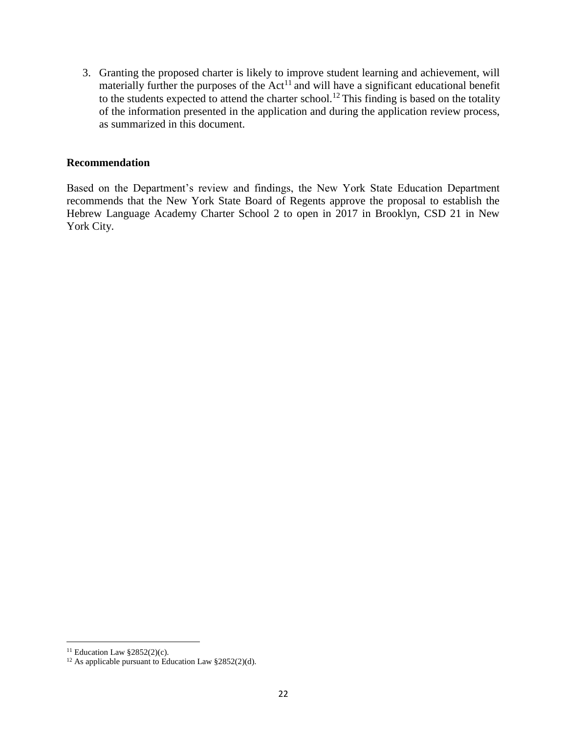3. Granting the proposed charter is likely to improve student learning and achievement, will materially further the purposes of the Act[11] and will have a significant educational benefit to the students expected to attend the charter school.[12] This finding is based on the totality of the information presented in the application and during the application review process, as summarized in this document.

**Recommendation**

Based on the Department's review and findings, the New York State Education Department recommends that the New York State Board of Regents approve the proposal to establish the Hebrew Language Academy Charter School 2 to open in 2017 in Brooklyn, CSD 21 in New York City.

---

[11] Education Law §2852(2)(c).

[12] As applicable pursuant to Education Law §2852(2)(d).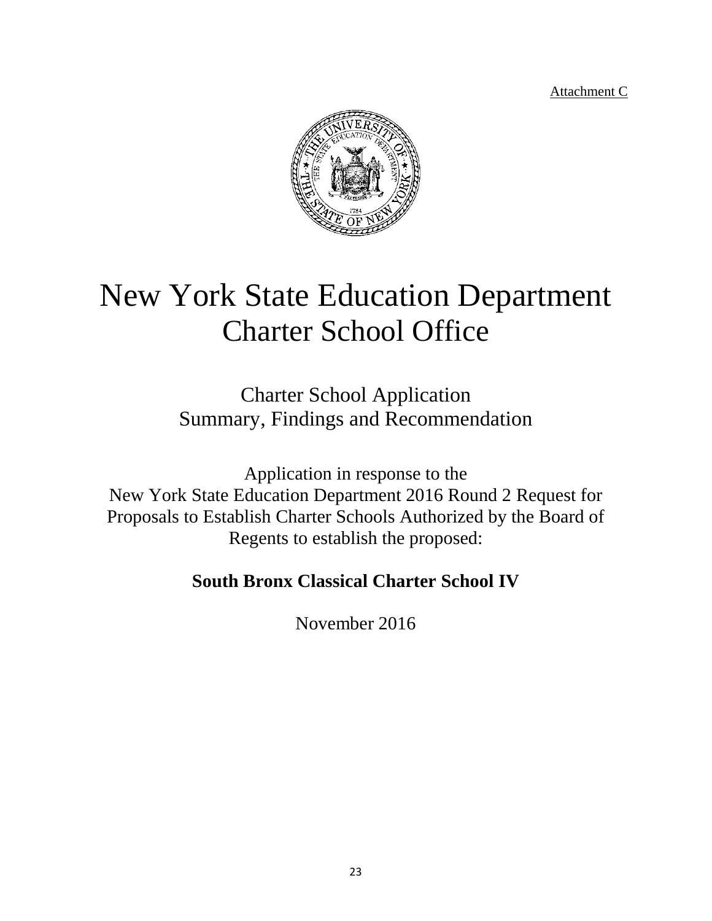Attachment C

# New York State Education Department
## Charter School Office

### Charter School Application
### Summary, Findings and Recommendation

Application in response to the
New York State Education Department 2016 Round 2 Request for Proposals to Establish Charter Schools Authorized by the Board of Regents to establish the proposed:

**South Bronx Classical Charter School IV**

November 2016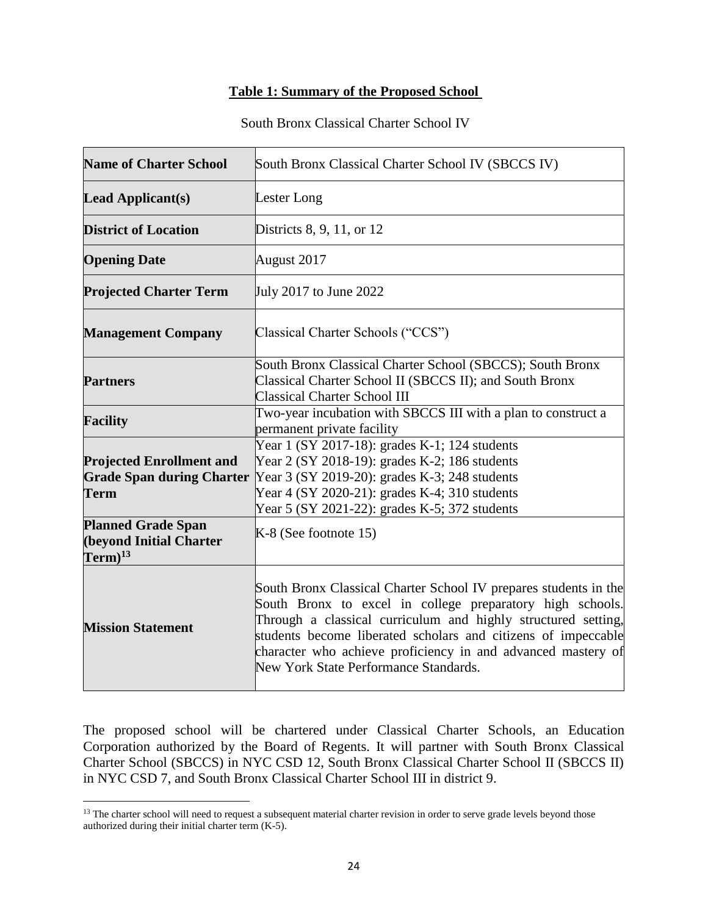**Table 1: Summary of the Proposed School**

South Bronx Classical Charter School IV

| | |
|---|---|
| **Name of Charter School** | South Bronx Classical Charter School IV (SBCCS IV) |
| **Lead Applicant(s)** | Lester Long |
| **District of Location** | Districts 8, 9, 11, or 12 |
| **Opening Date** | August 2017 |
| **Projected Charter Term** | July 2017 to June 2022 |
| **Management Company** | Classical Charter Schools ("CCS") |
| **Partners** | South Bronx Classical Charter School (SBCCS); South Bronx Classical Charter School II (SBCCS II); and South Bronx Classical Charter School III |
| **Facility** | Two-year incubation with SBCCS III with a plan to construct a permanent private facility |
| **Projected Enrollment and Grade Span during Charter Term** | Year 1 (SY 2017-18): grades K-1; 124 students<br>Year 2 (SY 2018-19): grades K-2; 186 students<br>Year 3 (SY 2019-20): grades K-3; 248 students<br>Year 4 (SY 2020-21): grades K-4; 310 students<br>Year 5 (SY 2021-22): grades K-5; 372 students |
| **Planned Grade Span (beyond Initial Charter Term)**[13] | K-8 (See footnote 15) |
| **Mission Statement** | South Bronx Classical Charter School IV prepares students in the South Bronx to excel in college preparatory high schools. Through a classical curriculum and highly structured setting, students become liberated scholars and citizens of impeccable character who achieve proficiency in and advanced mastery of New York State Performance Standards. |

The proposed school will be chartered under Classical Charter Schools, an Education Corporation authorized by the Board of Regents. It will partner with South Bronx Classical Charter School (SBCCS) in NYC CSD 12, South Bronx Classical Charter School II (SBCCS II) in NYC CSD 7, and South Bronx Classical Charter School III in district 9.

[13] The charter school will need to request a subsequent material charter revision in order to serve grade levels beyond those authorized during their initial charter term (K-5).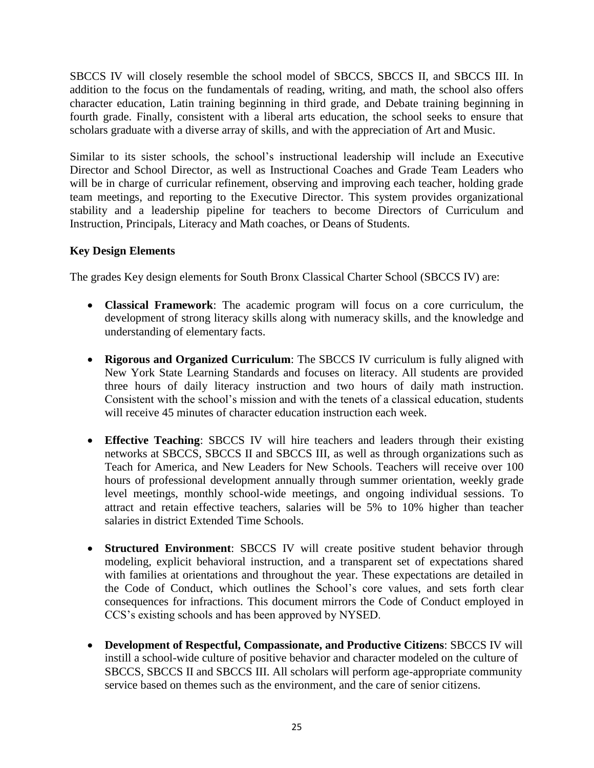SBCCS IV will closely resemble the school model of SBCCS, SBCCS II, and SBCCS III. In addition to the focus on the fundamentals of reading, writing, and math, the school also offers character education, Latin training beginning in third grade, and Debate training beginning in fourth grade. Finally, consistent with a liberal arts education, the school seeks to ensure that scholars graduate with a diverse array of skills, and with the appreciation of Art and Music.

Similar to its sister schools, the school's instructional leadership will include an Executive Director and School Director, as well as Instructional Coaches and Grade Team Leaders who will be in charge of curricular refinement, observing and improving each teacher, holding grade team meetings, and reporting to the Executive Director. This system provides organizational stability and a leadership pipeline for teachers to become Directors of Curriculum and Instruction, Principals, Literacy and Math coaches, or Deans of Students.

**Key Design Elements**

The grades Key design elements for South Bronx Classical Charter School (SBCCS IV) are:

- **Classical Framework**: The academic program will focus on a core curriculum, the development of strong literacy skills along with numeracy skills, and the knowledge and understanding of elementary facts.

- **Rigorous and Organized Curriculum**: The SBCCS IV curriculum is fully aligned with New York State Learning Standards and focuses on literacy. All students are provided three hours of daily literacy instruction and two hours of daily math instruction. Consistent with the school's mission and with the tenets of a classical education, students will receive 45 minutes of character education instruction each week.

- **Effective Teaching**: SBCCS IV will hire teachers and leaders through their existing networks at SBCCS, SBCCS II and SBCCS III, as well as through organizations such as Teach for America, and New Leaders for New Schools. Teachers will receive over 100 hours of professional development annually through summer orientation, weekly grade level meetings, monthly school-wide meetings, and ongoing individual sessions. To attract and retain effective teachers, salaries will be 5% to 10% higher than teacher salaries in district Extended Time Schools.

- **Structured Environment**: SBCCS IV will create positive student behavior through modeling, explicit behavioral instruction, and a transparent set of expectations shared with families at orientations and throughout the year. These expectations are detailed in the Code of Conduct, which outlines the School's core values, and sets forth clear consequences for infractions. This document mirrors the Code of Conduct employed in CCS's existing schools and has been approved by NYSED.

- **Development of Respectful, Compassionate, and Productive Citizens**: SBCCS IV will instill a school-wide culture of positive behavior and character modeled on the culture of SBCCS, SBCCS II and SBCCS III. All scholars will perform age-appropriate community service based on themes such as the environment, and the care of senior citizens.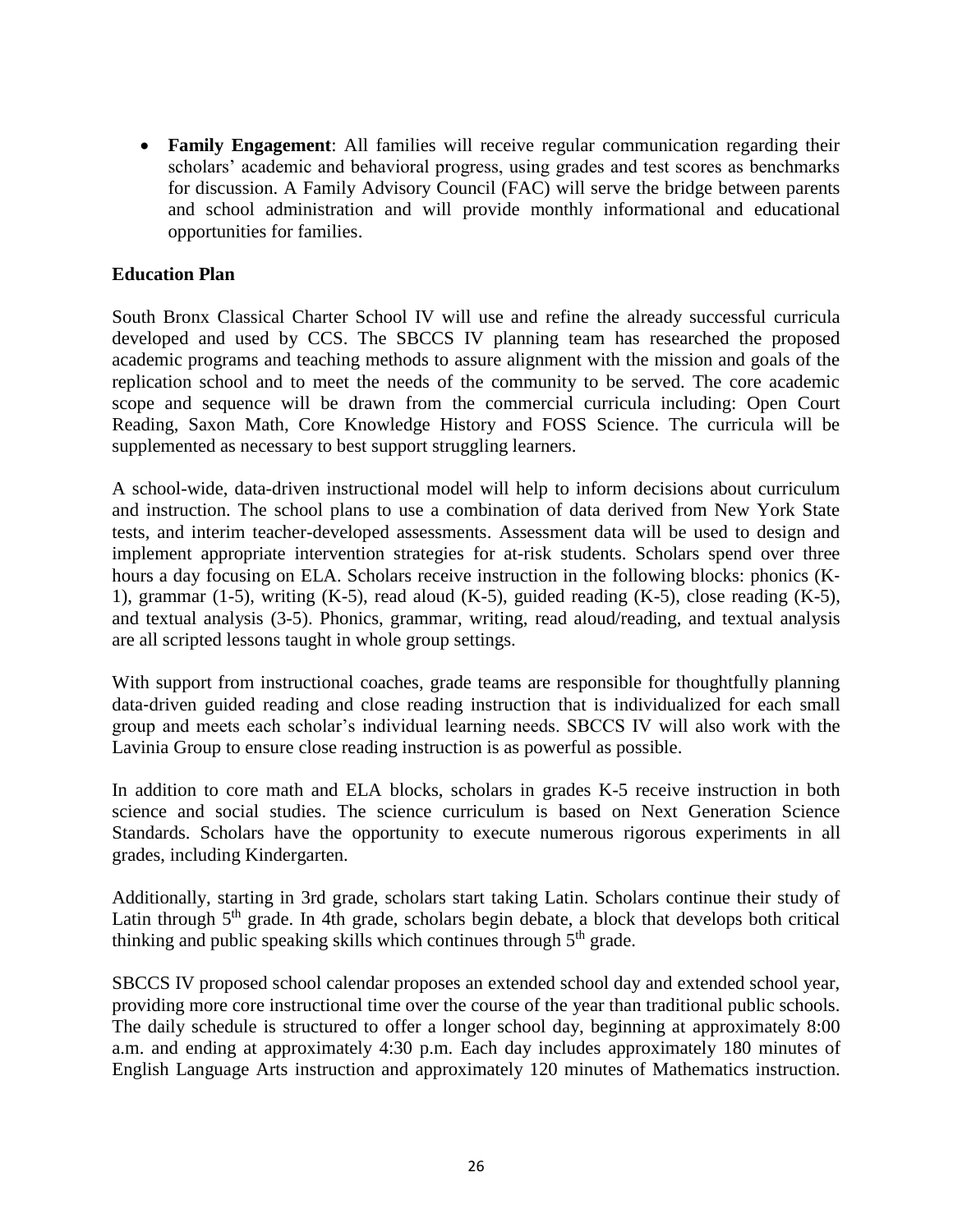- **Family Engagement**: All families will receive regular communication regarding their scholars' academic and behavioral progress, using grades and test scores as benchmarks for discussion. A Family Advisory Council (FAC) will serve the bridge between parents and school administration and will provide monthly informational and educational opportunities for families.

**Education Plan**

South Bronx Classical Charter School IV will use and refine the already successful curricula developed and used by CCS. The SBCCS IV planning team has researched the proposed academic programs and teaching methods to assure alignment with the mission and goals of the replication school and to meet the needs of the community to be served. The core academic scope and sequence will be drawn from the commercial curricula including: Open Court Reading, Saxon Math, Core Knowledge History and FOSS Science. The curricula will be supplemented as necessary to best support struggling learners.

A school-wide, data-driven instructional model will help to inform decisions about curriculum and instruction. The school plans to use a combination of data derived from New York State tests, and interim teacher-developed assessments. Assessment data will be used to design and implement appropriate intervention strategies for at-risk students. Scholars spend over three hours a day focusing on ELA. Scholars receive instruction in the following blocks: phonics (K-1), grammar (1-5), writing (K-5), read aloud (K-5), guided reading (K-5), close reading (K-5), and textual analysis (3-5). Phonics, grammar, writing, read aloud/reading, and textual analysis are all scripted lessons taught in whole group settings.

With support from instructional coaches, grade teams are responsible for thoughtfully planning data-driven guided reading and close reading instruction that is individualized for each small group and meets each scholar's individual learning needs. SBCCS IV will also work with the Lavinia Group to ensure close reading instruction is as powerful as possible.

In addition to core math and ELA blocks, scholars in grades K-5 receive instruction in both science and social studies. The science curriculum is based on Next Generation Science Standards. Scholars have the opportunity to execute numerous rigorous experiments in all grades, including Kindergarten.

Additionally, starting in 3rd grade, scholars start taking Latin. Scholars continue their study of Latin through 5th grade. In 4th grade, scholars begin debate, a block that develops both critical thinking and public speaking skills which continues through 5th grade.

SBCCS IV proposed school calendar proposes an extended school day and extended school year, providing more core instructional time over the course of the year than traditional public schools. The daily schedule is structured to offer a longer school day, beginning at approximately 8:00 a.m. and ending at approximately 4:30 p.m. Each day includes approximately 180 minutes of English Language Arts instruction and approximately 120 minutes of Mathematics instruction.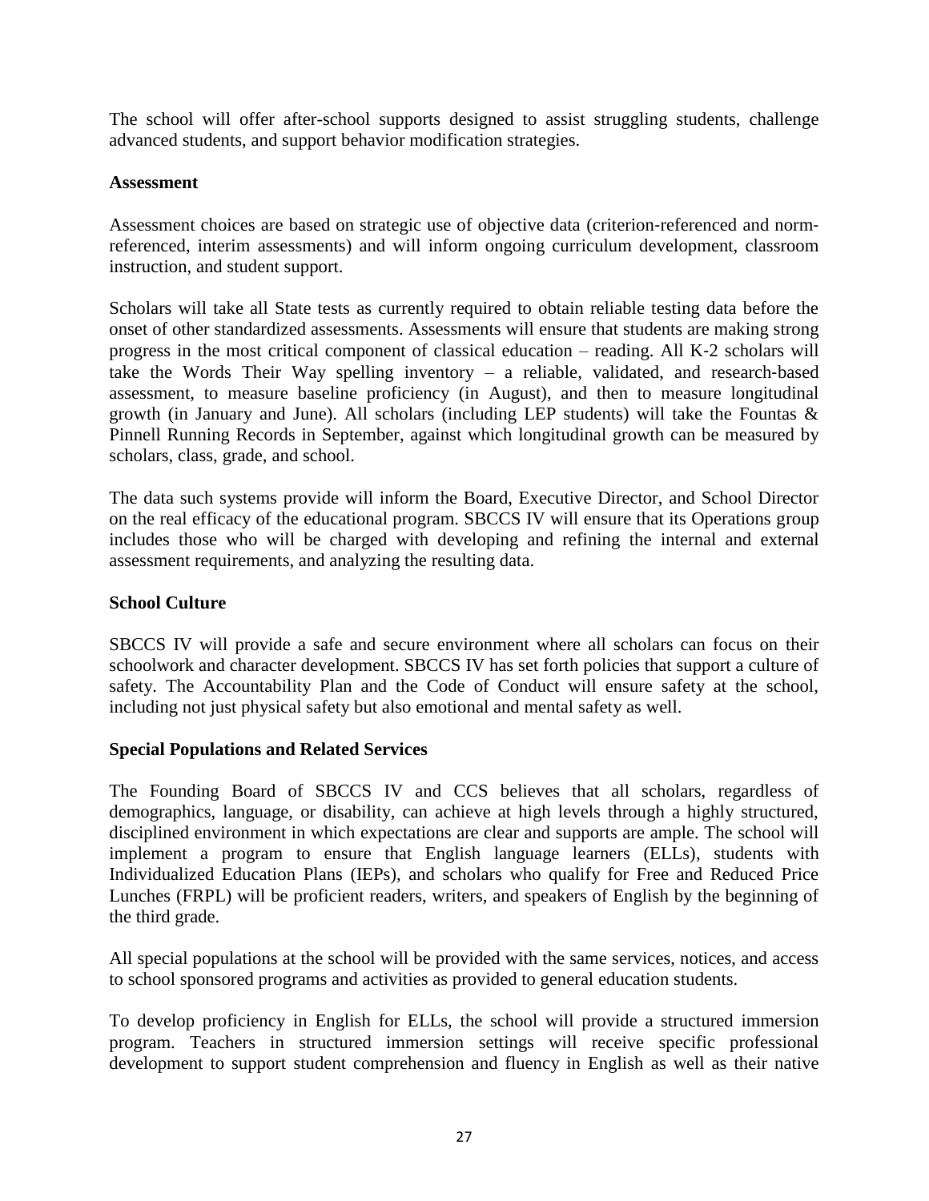The school will offer after-school supports designed to assist struggling students, challenge advanced students, and support behavior modification strategies.

**Assessment**

Assessment choices are based on strategic use of objective data (criterion-referenced and norm-referenced, interim assessments) and will inform ongoing curriculum development, classroom instruction, and student support.

Scholars will take all State tests as currently required to obtain reliable testing data before the onset of other standardized assessments. Assessments will ensure that students are making strong progress in the most critical component of classical education – reading. All K-2 scholars will take the Words Their Way spelling inventory – a reliable, validated, and research-based assessment, to measure baseline proficiency (in August), and then to measure longitudinal growth (in January and June). All scholars (including LEP students) will take the Fountas & Pinnell Running Records in September, against which longitudinal growth can be measured by scholars, class, grade, and school.

The data such systems provide will inform the Board, Executive Director, and School Director on the real efficacy of the educational program. SBCCS IV will ensure that its Operations group includes those who will be charged with developing and refining the internal and external assessment requirements, and analyzing the resulting data.

**School Culture**

SBCCS IV will provide a safe and secure environment where all scholars can focus on their schoolwork and character development. SBCCS IV has set forth policies that support a culture of safety. The Accountability Plan and the Code of Conduct will ensure safety at the school, including not just physical safety but also emotional and mental safety as well.

**Special Populations and Related Services**

The Founding Board of SBCCS IV and CCS believes that all scholars, regardless of demographics, language, or disability, can achieve at high levels through a highly structured, disciplined environment in which expectations are clear and supports are ample. The school will implement a program to ensure that English language learners (ELLs), students with Individualized Education Plans (IEPs), and scholars who qualify for Free and Reduced Price Lunches (FRPL) will be proficient readers, writers, and speakers of English by the beginning of the third grade.

All special populations at the school will be provided with the same services, notices, and access to school sponsored programs and activities as provided to general education students.

To develop proficiency in English for ELLs, the school will provide a structured immersion program. Teachers in structured immersion settings will receive specific professional development to support student comprehension and fluency in English as well as their native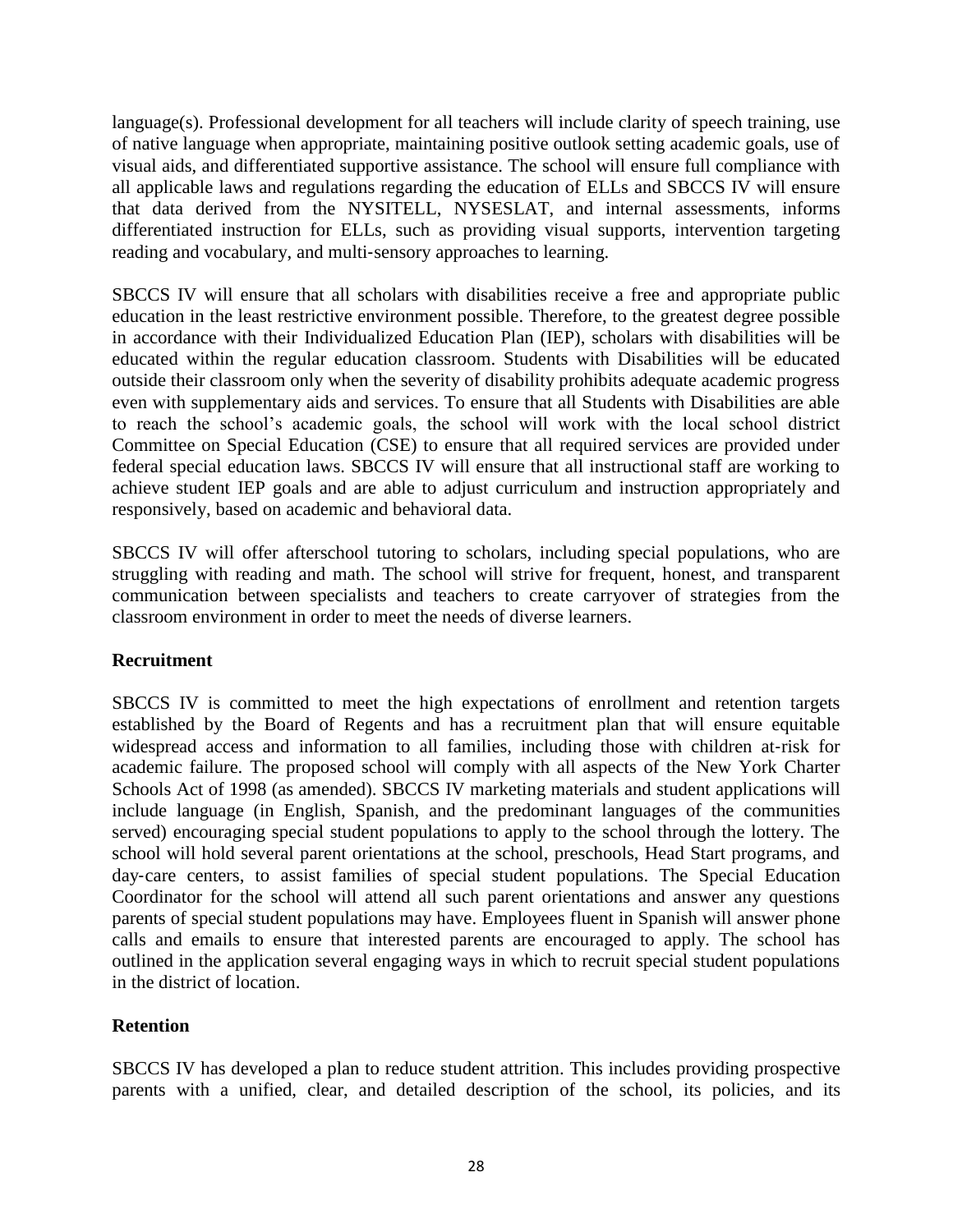language(s). Professional development for all teachers will include clarity of speech training, use of native language when appropriate, maintaining positive outlook setting academic goals, use of visual aids, and differentiated supportive assistance. The school will ensure full compliance with all applicable laws and regulations regarding the education of ELLs and SBCCS IV will ensure that data derived from the NYSITELL, NYSESLAT, and internal assessments, informs differentiated instruction for ELLs, such as providing visual supports, intervention targeting reading and vocabulary, and multi-sensory approaches to learning.

SBCCS IV will ensure that all scholars with disabilities receive a free and appropriate public education in the least restrictive environment possible. Therefore, to the greatest degree possible in accordance with their Individualized Education Plan (IEP), scholars with disabilities will be educated within the regular education classroom. Students with Disabilities will be educated outside their classroom only when the severity of disability prohibits adequate academic progress even with supplementary aids and services. To ensure that all Students with Disabilities are able to reach the school's academic goals, the school will work with the local school district Committee on Special Education (CSE) to ensure that all required services are provided under federal special education laws. SBCCS IV will ensure that all instructional staff are working to achieve student IEP goals and are able to adjust curriculum and instruction appropriately and responsively, based on academic and behavioral data.

SBCCS IV will offer afterschool tutoring to scholars, including special populations, who are struggling with reading and math. The school will strive for frequent, honest, and transparent communication between specialists and teachers to create carryover of strategies from the classroom environment in order to meet the needs of diverse learners.

**Recruitment**

SBCCS IV is committed to meet the high expectations of enrollment and retention targets established by the Board of Regents and has a recruitment plan that will ensure equitable widespread access and information to all families, including those with children at-risk for academic failure. The proposed school will comply with all aspects of the New York Charter Schools Act of 1998 (as amended). SBCCS IV marketing materials and student applications will include language (in English, Spanish, and the predominant languages of the communities served) encouraging special student populations to apply to the school through the lottery. The school will hold several parent orientations at the school, preschools, Head Start programs, and day-care centers, to assist families of special student populations. The Special Education Coordinator for the school will attend all such parent orientations and answer any questions parents of special student populations may have. Employees fluent in Spanish will answer phone calls and emails to ensure that interested parents are encouraged to apply. The school has outlined in the application several engaging ways in which to recruit special student populations in the district of location.

**Retention**

SBCCS IV has developed a plan to reduce student attrition. This includes providing prospective parents with a unified, clear, and detailed description of the school, its policies, and its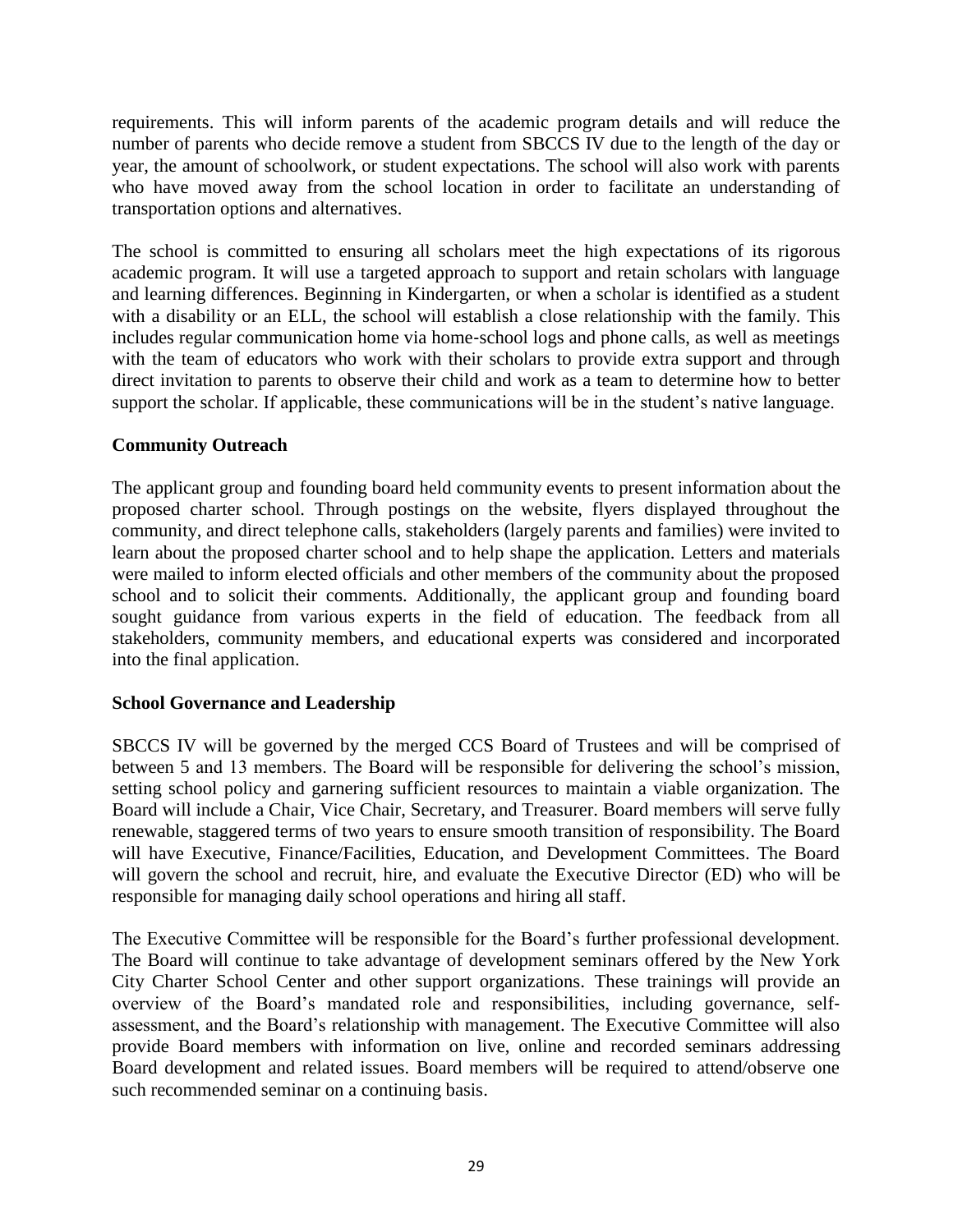requirements. This will inform parents of the academic program details and will reduce the number of parents who decide remove a student from SBCCS IV due to the length of the day or year, the amount of schoolwork, or student expectations. The school will also work with parents who have moved away from the school location in order to facilitate an understanding of transportation options and alternatives.

The school is committed to ensuring all scholars meet the high expectations of its rigorous academic program. It will use a targeted approach to support and retain scholars with language and learning differences. Beginning in Kindergarten, or when a scholar is identified as a student with a disability or an ELL, the school will establish a close relationship with the family. This includes regular communication home via home-school logs and phone calls, as well as meetings with the team of educators who work with their scholars to provide extra support and through direct invitation to parents to observe their child and work as a team to determine how to better support the scholar. If applicable, these communications will be in the student's native language.

**Community Outreach**

The applicant group and founding board held community events to present information about the proposed charter school. Through postings on the website, flyers displayed throughout the community, and direct telephone calls, stakeholders (largely parents and families) were invited to learn about the proposed charter school and to help shape the application. Letters and materials were mailed to inform elected officials and other members of the community about the proposed school and to solicit their comments. Additionally, the applicant group and founding board sought guidance from various experts in the field of education. The feedback from all stakeholders, community members, and educational experts was considered and incorporated into the final application.

**School Governance and Leadership**

SBCCS IV will be governed by the merged CCS Board of Trustees and will be comprised of between 5 and 13 members. The Board will be responsible for delivering the school's mission, setting school policy and garnering sufficient resources to maintain a viable organization. The Board will include a Chair, Vice Chair, Secretary, and Treasurer. Board members will serve fully renewable, staggered terms of two years to ensure smooth transition of responsibility. The Board will have Executive, Finance/Facilities, Education, and Development Committees. The Board will govern the school and recruit, hire, and evaluate the Executive Director (ED) who will be responsible for managing daily school operations and hiring all staff.

The Executive Committee will be responsible for the Board's further professional development. The Board will continue to take advantage of development seminars offered by the New York City Charter School Center and other support organizations. These trainings will provide an overview of the Board's mandated role and responsibilities, including governance, self-assessment, and the Board's relationship with management. The Executive Committee will also provide Board members with information on live, online and recorded seminars addressing Board development and related issues. Board members will be required to attend/observe one such recommended seminar on a continuing basis.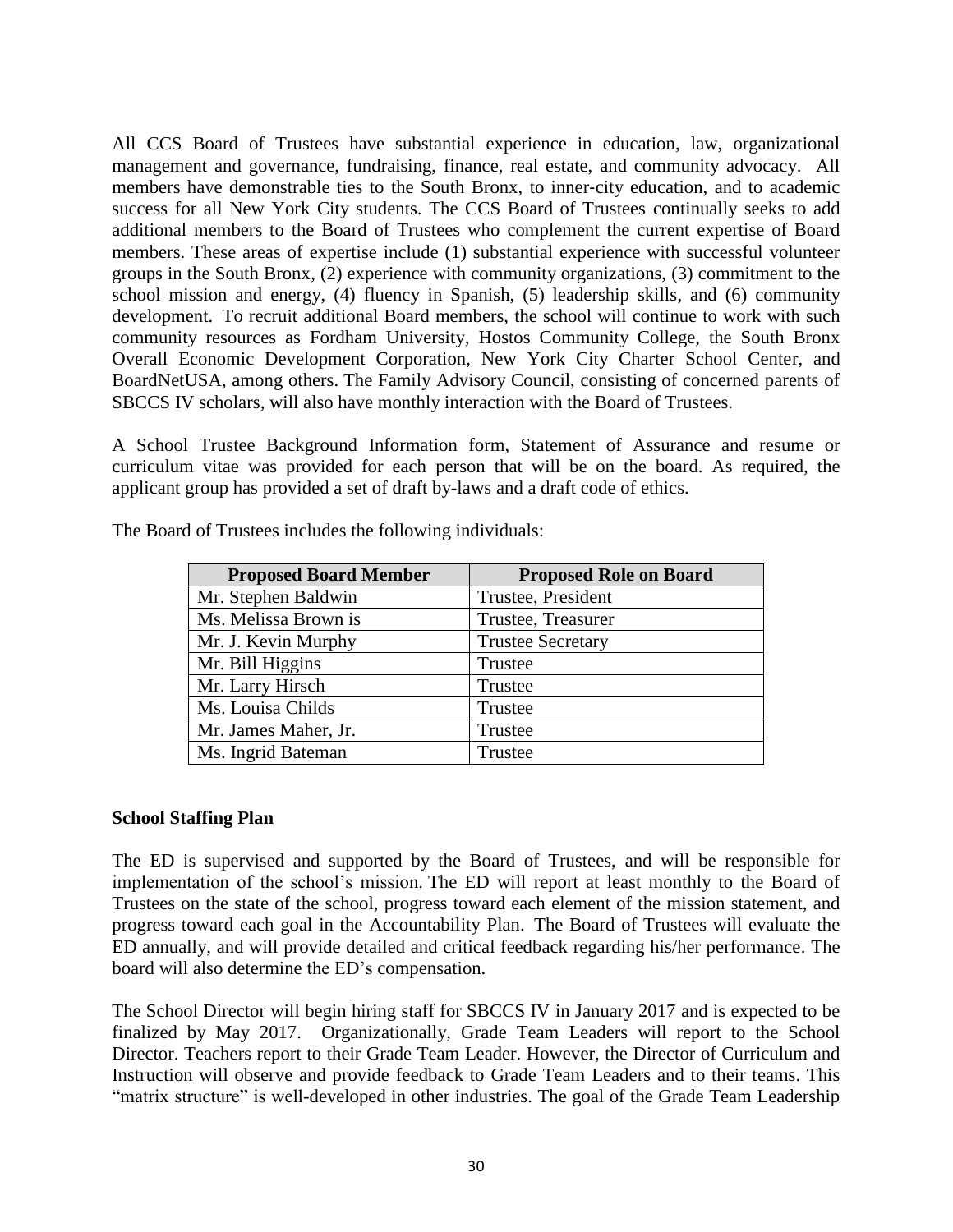All CCS Board of Trustees have substantial experience in education, law, organizational management and governance, fundraising, finance, real estate, and community advocacy. All members have demonstrable ties to the South Bronx, to inner-city education, and to academic success for all New York City students. The CCS Board of Trustees continually seeks to add additional members to the Board of Trustees who complement the current expertise of Board members. These areas of expertise include (1) substantial experience with successful volunteer groups in the South Bronx, (2) experience with community organizations, (3) commitment to the school mission and energy, (4) fluency in Spanish, (5) leadership skills, and (6) community development. To recruit additional Board members, the school will continue to work with such community resources as Fordham University, Hostos Community College, the South Bronx Overall Economic Development Corporation, New York City Charter School Center, and BoardNetUSA, among others. The Family Advisory Council, consisting of concerned parents of SBCCS IV scholars, will also have monthly interaction with the Board of Trustees.

A School Trustee Background Information form, Statement of Assurance and resume or curriculum vitae was provided for each person that will be on the board. As required, the applicant group has provided a set of draft by-laws and a draft code of ethics.

The Board of Trustees includes the following individuals:

| Proposed Board Member | Proposed Role on Board |
|---|---|
| Mr. Stephen Baldwin | Trustee, President |
| Ms. Melissa Brown is | Trustee, Treasurer |
| Mr. J. Kevin Murphy | Trustee Secretary |
| Mr. Bill Higgins | Trustee |
| Mr. Larry Hirsch | Trustee |
| Ms. Louisa Childs | Trustee |
| Mr. James Maher, Jr. | Trustee |
| Ms. Ingrid Bateman | Trustee |

**School Staffing Plan**

The ED is supervised and supported by the Board of Trustees, and will be responsible for implementation of the school's mission. The ED will report at least monthly to the Board of Trustees on the state of the school, progress toward each element of the mission statement, and progress toward each goal in the Accountability Plan. The Board of Trustees will evaluate the ED annually, and will provide detailed and critical feedback regarding his/her performance. The board will also determine the ED's compensation.

The School Director will begin hiring staff for SBCCS IV in January 2017 and is expected to be finalized by May 2017. Organizationally, Grade Team Leaders will report to the School Director. Teachers report to their Grade Team Leader. However, the Director of Curriculum and Instruction will observe and provide feedback to Grade Team Leaders and to their teams. This "matrix structure" is well-developed in other industries. The goal of the Grade Team Leadership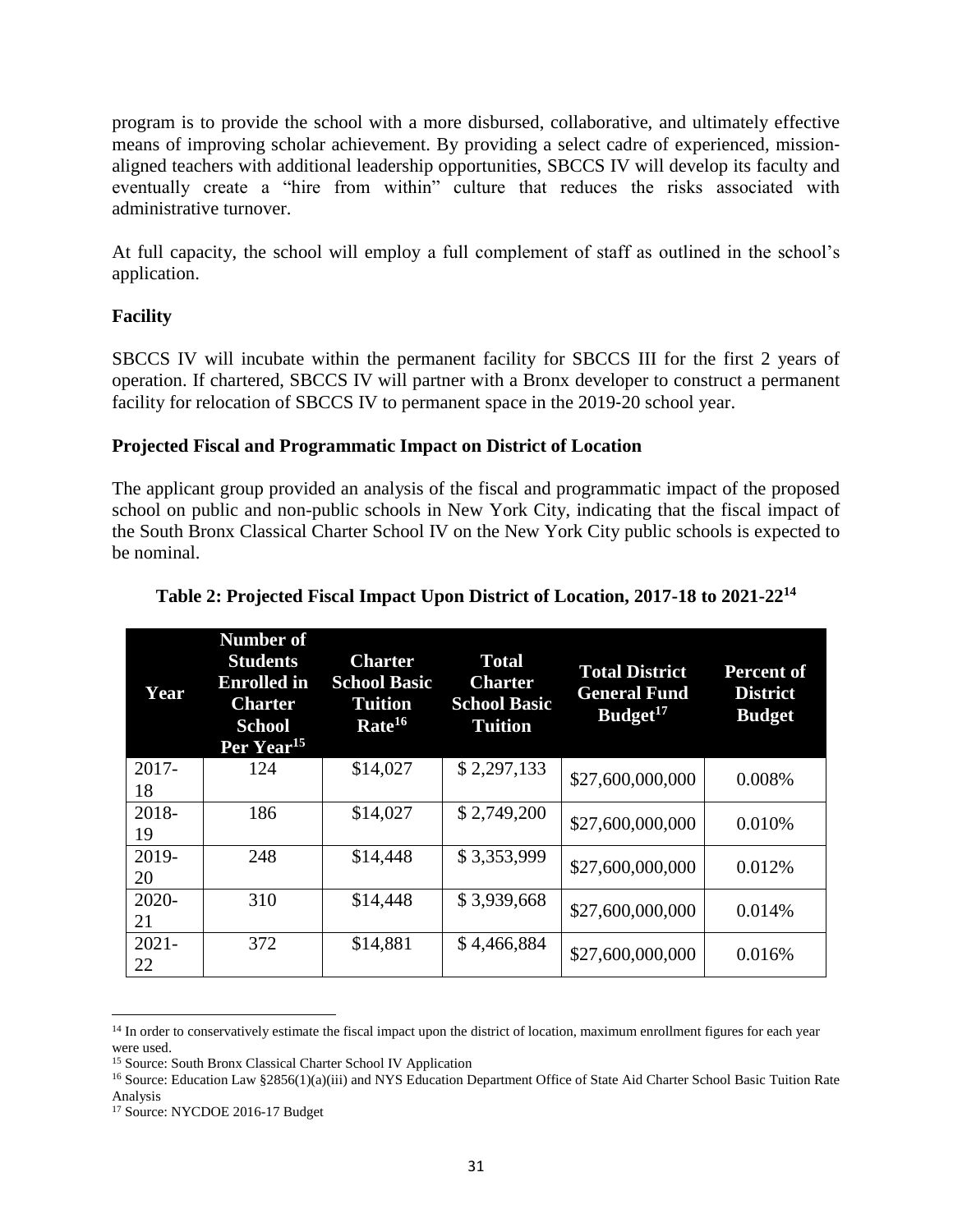program is to provide the school with a more disbursed, collaborative, and ultimately effective means of improving scholar achievement. By providing a select cadre of experienced, mission-aligned teachers with additional leadership opportunities, SBCCS IV will develop its faculty and eventually create a "hire from within" culture that reduces the risks associated with administrative turnover.

At full capacity, the school will employ a full complement of staff as outlined in the school's application.

### Facility

SBCCS IV will incubate within the permanent facility for SBCCS III for the first 2 years of operation. If chartered, SBCCS IV will partner with a Bronx developer to construct a permanent facility for relocation of SBCCS IV to permanent space in the 2019-20 school year.

### Projected Fiscal and Programmatic Impact on District of Location

The applicant group provided an analysis of the fiscal and programmatic impact of the proposed school on public and non-public schools in New York City, indicating that the fiscal impact of the South Bronx Classical Charter School IV on the New York City public schools is expected to be nominal.

**Table 2: Projected Fiscal Impact Upon District of Location, 2017-18 to 2021-22[14]**

| Year | Number of Students Enrolled in Charter School Per Year[15] | Charter School Basic Tuition Rate[16] | Total Charter School Basic Tuition | Total District General Fund Budget[17] | Percent of District Budget |
|---|---|---|---|---|---|
| 2017-18 | 124 | \$14,027 | \$ 2,297,133 | \$27,600,000,000 | 0.008% |
| 2018-19 | 186 | \$14,027 | \$ 2,749,200 | \$27,600,000,000 | 0.010% |
| 2019-20 | 248 | \$14,448 | \$ 3,353,999 | \$27,600,000,000 | 0.012% |
| 2020-21 | 310 | \$14,448 | \$ 3,939,668 | \$27,600,000,000 | 0.014% |
| 2021-22 | 372 | \$14,881 | \$ 4,466,884 | \$27,600,000,000 | 0.016% |

[14] In order to conservatively estimate the fiscal impact upon the district of location, maximum enrollment figures for each year were used.

[15] Source: South Bronx Classical Charter School IV Application

[16] Source: Education Law §2856(1)(a)(iii) and NYS Education Department Office of State Aid Charter School Basic Tuition Rate Analysis

[17] Source: NYCDOE 2016-17 Budget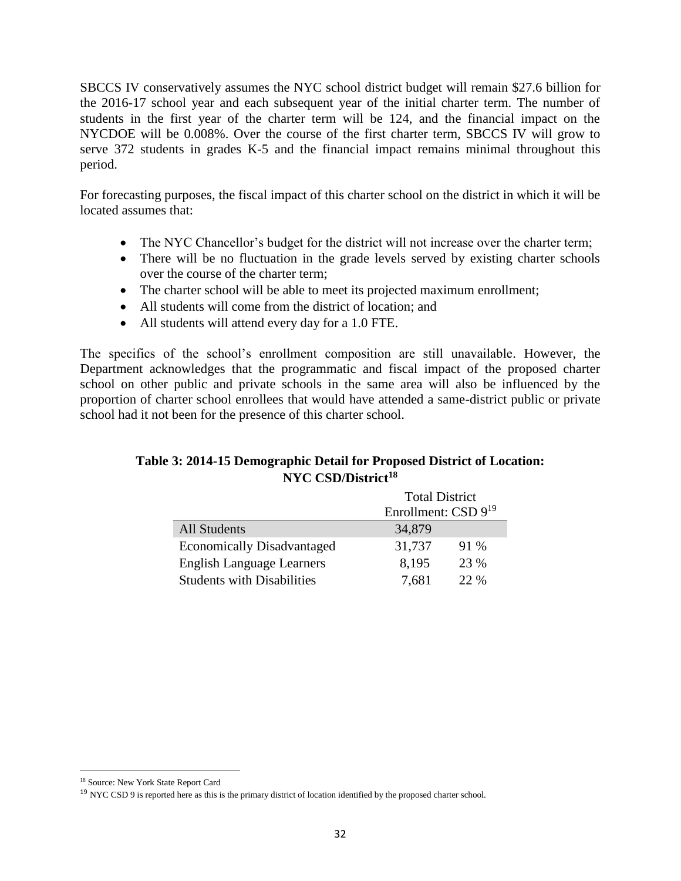SBCCS IV conservatively assumes the NYC school district budget will remain $27.6 billion for the 2016-17 school year and each subsequent year of the initial charter term. The number of students in the first year of the charter term will be 124, and the financial impact on the NYCDOE will be 0.008%. Over the course of the first charter term, SBCCS IV will grow to serve 372 students in grades K-5 and the financial impact remains minimal throughout this period.

For forecasting purposes, the fiscal impact of this charter school on the district in which it will be located assumes that:

- The NYC Chancellor's budget for the district will not increase over the charter term;
- There will be no fluctuation in the grade levels served by existing charter schools over the course of the charter term;
- The charter school will be able to meet its projected maximum enrollment;
- All students will come from the district of location; and
- All students will attend every day for a 1.0 FTE.

The specifics of the school's enrollment composition are still unavailable. However, the Department acknowledges that the programmatic and fiscal impact of the proposed charter school on other public and private schools in the same area will also be influenced by the proportion of charter school enrollees that would have attended a same-district public or private school had it not been for the presence of this charter school.

**Table 3: 2014-15 Demographic Detail for Proposed District of Location: NYC CSD/District[18]**

| | Total District Enrollment: CSD 9[19] | |
|---|---|---|
| All Students | 34,879 | |
| Economically Disadvantaged | 31,737 | 91 % |
| English Language Learners | 8,195 | 23 % |
| Students with Disabilities | 7,681 | 22 % |

[18] Source: New York State Report Card

[19] NYC CSD 9 is reported here as this is the primary district of location identified by the proposed charter school.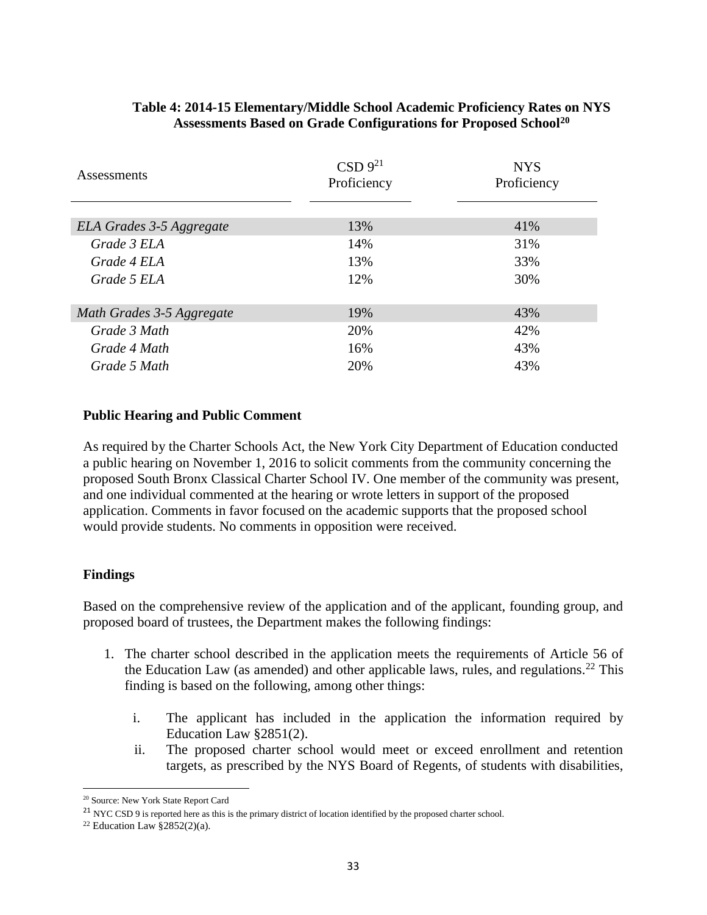**Table 4: 2014-15 Elementary/Middle School Academic Proficiency Rates on NYS Assessments Based on Grade Configurations for Proposed School[20]**

| Assessments | CSD 9[21] Proficiency | NYS Proficiency |
|---|---|---|
| *ELA Grades 3-5 Aggregate* | 13% | 41% |
| *Grade 3 ELA* | 14% | 31% |
| *Grade 4 ELA* | 13% | 33% |
| *Grade 5 ELA* | 12% | 30% |
| *Math Grades 3-5 Aggregate* | 19% | 43% |
| *Grade 3 Math* | 20% | 42% |
| *Grade 4 Math* | 16% | 43% |
| *Grade 5 Math* | 20% | 43% |

**Public Hearing and Public Comment**

As required by the Charter Schools Act, the New York City Department of Education conducted a public hearing on November 1, 2016 to solicit comments from the community concerning the proposed South Bronx Classical Charter School IV. One member of the community was present, and one individual commented at the hearing or wrote letters in support of the proposed application. Comments in favor focused on the academic supports that the proposed school would provide students. No comments in opposition were received.

**Findings**

Based on the comprehensive review of the application and of the applicant, founding group, and proposed board of trustees, the Department makes the following findings:

1. The charter school described in the application meets the requirements of Article 56 of the Education Law (as amended) and other applicable laws, rules, and regulations.[22] This finding is based on the following, among other things:

    i. The applicant has included in the application the information required by Education Law §2851(2).

    ii. The proposed charter school would meet or exceed enrollment and retention targets, as prescribed by the NYS Board of Regents, of students with disabilities,

---

[20] Source: New York State Report Card

[21] NYC CSD 9 is reported here as this is the primary district of location identified by the proposed charter school.

[22] Education Law §2852(2)(a).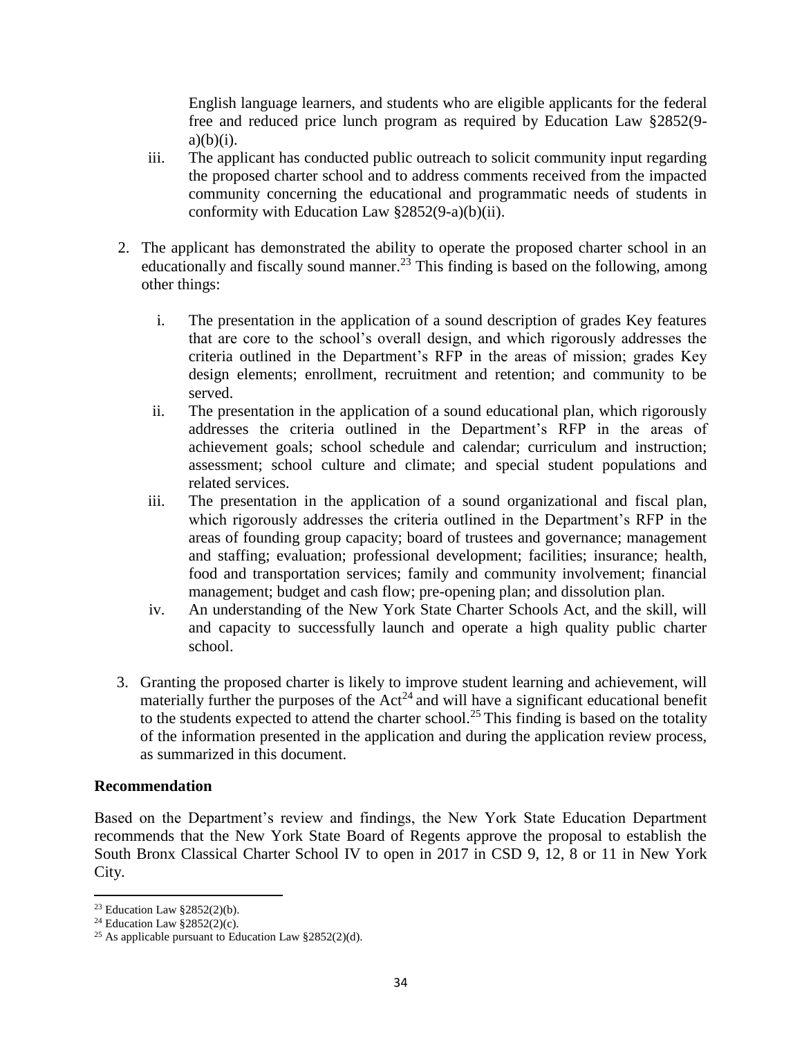English language learners, and students who are eligible applicants for the federal free and reduced price lunch program as required by Education Law §2852(9-a)(b)(i).

iii. The applicant has conducted public outreach to solicit community input regarding the proposed charter school and to address comments received from the impacted community concerning the educational and programmatic needs of students in conformity with Education Law §2852(9-a)(b)(ii).

2. The applicant has demonstrated the ability to operate the proposed charter school in an educationally and fiscally sound manner.[23] This finding is based on the following, among other things:

   i. The presentation in the application of a sound description of grades Key features that are core to the school's overall design, and which rigorously addresses the criteria outlined in the Department's RFP in the areas of mission; grades Key design elements; enrollment, recruitment and retention; and community to be served.
   
   ii. The presentation in the application of a sound educational plan, which rigorously addresses the criteria outlined in the Department's RFP in the areas of achievement goals; school schedule and calendar; curriculum and instruction; assessment; school culture and climate; and special student populations and related services.
   
   iii. The presentation in the application of a sound organizational and fiscal plan, which rigorously addresses the criteria outlined in the Department's RFP in the areas of founding group capacity; board of trustees and governance; management and staffing; evaluation; professional development; facilities; insurance; health, food and transportation services; family and community involvement; financial management; budget and cash flow; pre-opening plan; and dissolution plan.
   
   iv. An understanding of the New York State Charter Schools Act, and the skill, will and capacity to successfully launch and operate a high quality public charter school.

3. Granting the proposed charter is likely to improve student learning and achievement, will materially further the purposes of the Act[24] and will have a significant educational benefit to the students expected to attend the charter school.[25] This finding is based on the totality of the information presented in the application and during the application review process, as summarized in this document.

**Recommendation**

Based on the Department's review and findings, the New York State Education Department recommends that the New York State Board of Regents approve the proposal to establish the South Bronx Classical Charter School IV to open in 2017 in CSD 9, 12, 8 or 11 in New York City.

---

[23] Education Law §2852(2)(b).

[24] Education Law §2852(2)(c).

[25] As applicable pursuant to Education Law §2852(2)(d).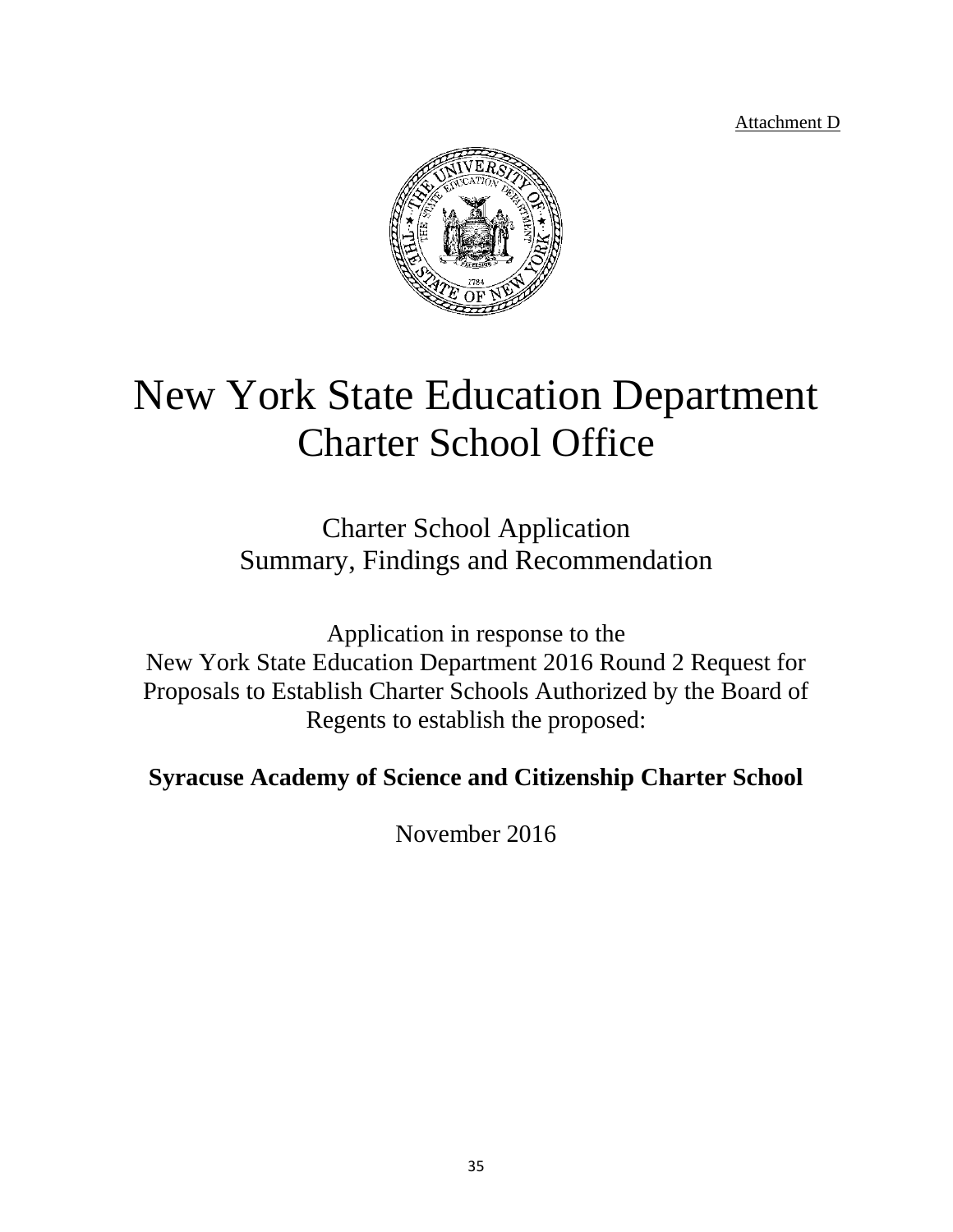Attachment D

# New York State Education Department
## Charter School Office

### Charter School Application
### Summary, Findings and Recommendation

Application in response to the
New York State Education Department 2016 Round 2 Request for Proposals to Establish Charter Schools Authorized by the Board of Regents to establish the proposed:

**Syracuse Academy of Science and Citizenship Charter School**

November 2016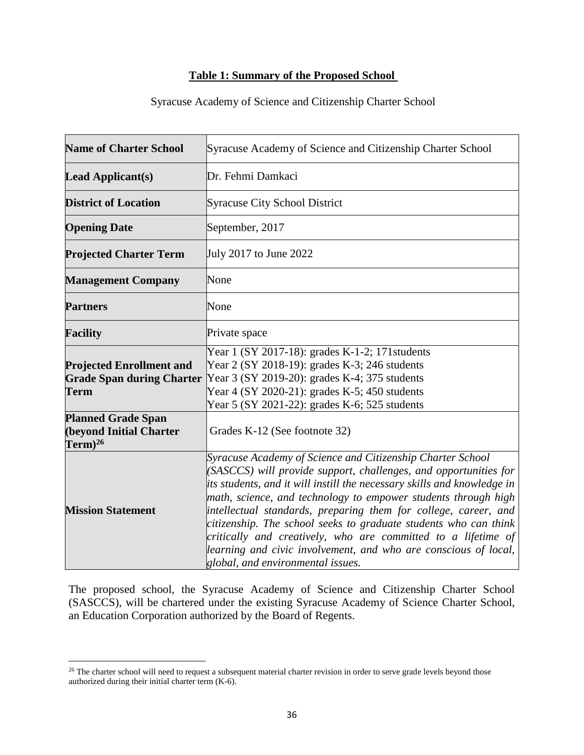**Table 1: Summary of the Proposed School**

Syracuse Academy of Science and Citizenship Charter School

| | |
|---|---|
| **Name of Charter School** | Syracuse Academy of Science and Citizenship Charter School |
| **Lead Applicant(s)** | Dr. Fehmi Damkaci |
| **District of Location** | Syracuse City School District |
| **Opening Date** | September, 2017 |
| **Projected Charter Term** | July 2017 to June 2022 |
| **Management Company** | None |
| **Partners** | None |
| **Facility** | Private space |
| **Projected Enrollment and Grade Span during Charter Term** | Year 1 (SY 2017-18): grades K-1-2; 171students<br>Year 2 (SY 2018-19): grades K-3; 246 students<br>Year 3 (SY 2019-20): grades K-4; 375 students<br>Year 4 (SY 2020-21): grades K-5; 450 students<br>Year 5 (SY 2021-22): grades K-6; 525 students |
| **Planned Grade Span (beyond Initial Charter Term)[26]** | Grades K-12 (See footnote 32) |
| **Mission Statement** | *Syracuse Academy of Science and Citizenship Charter School (SASCCS) will provide support, challenges, and opportunities for its students, and it will instill the necessary skills and knowledge in math, science, and technology to empower students through high intellectual standards, preparing them for college, career, and citizenship. The school seeks to graduate students who can think critically and creatively, who are committed to a lifetime of learning and civic involvement, and who are conscious of local, global, and environmental issues.* |

The proposed school, the Syracuse Academy of Science and Citizenship Charter School (SASCCS), will be chartered under the existing Syracuse Academy of Science Charter School, an Education Corporation authorized by the Board of Regents.

[26] The charter school will need to request a subsequent material charter revision in order to serve grade levels beyond those authorized during their initial charter term (K-6).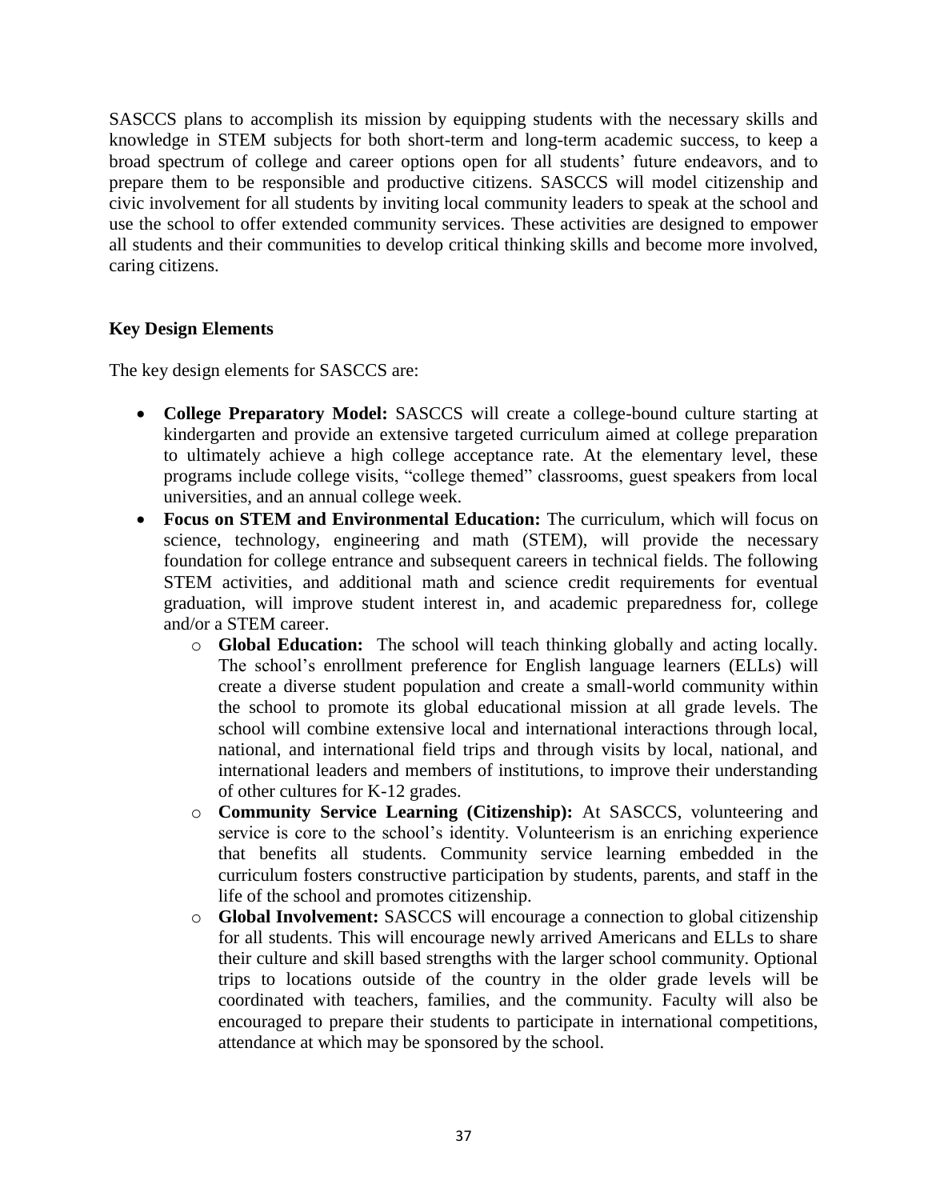SASCCS plans to accomplish its mission by equipping students with the necessary skills and knowledge in STEM subjects for both short-term and long-term academic success, to keep a broad spectrum of college and career options open for all students' future endeavors, and to prepare them to be responsible and productive citizens. SASCCS will model citizenship and civic involvement for all students by inviting local community leaders to speak at the school and use the school to offer extended community services. These activities are designed to empower all students and their communities to develop critical thinking skills and become more involved, caring citizens.

**Key Design Elements**

The key design elements for SASCCS are:

- **College Preparatory Model:** SASCCS will create a college-bound culture starting at kindergarten and provide an extensive targeted curriculum aimed at college preparation to ultimately achieve a high college acceptance rate. At the elementary level, these programs include college visits, "college themed" classrooms, guest speakers from local universities, and an annual college week.
- **Focus on STEM and Environmental Education:** The curriculum, which will focus on science, technology, engineering and math (STEM), will provide the necessary foundation for college entrance and subsequent careers in technical fields. The following STEM activities, and additional math and science credit requirements for eventual graduation, will improve student interest in, and academic preparedness for, college and/or a STEM career.
  - **Global Education:** The school will teach thinking globally and acting locally. The school's enrollment preference for English language learners (ELLs) will create a diverse student population and create a small-world community within the school to promote its global educational mission at all grade levels. The school will combine extensive local and international interactions through local, national, and international field trips and through visits by local, national, and international leaders and members of institutions, to improve their understanding of other cultures for K-12 grades.
  - **Community Service Learning (Citizenship):** At SASCCS, volunteering and service is core to the school's identity. Volunteerism is an enriching experience that benefits all students. Community service learning embedded in the curriculum fosters constructive participation by students, parents, and staff in the life of the school and promotes citizenship.
  - **Global Involvement:** SASCCS will encourage a connection to global citizenship for all students. This will encourage newly arrived Americans and ELLs to share their culture and skill based strengths with the larger school community. Optional trips to locations outside of the country in the older grade levels will be coordinated with teachers, families, and the community. Faculty will also be encouraged to prepare their students to participate in international competitions, attendance at which may be sponsored by the school.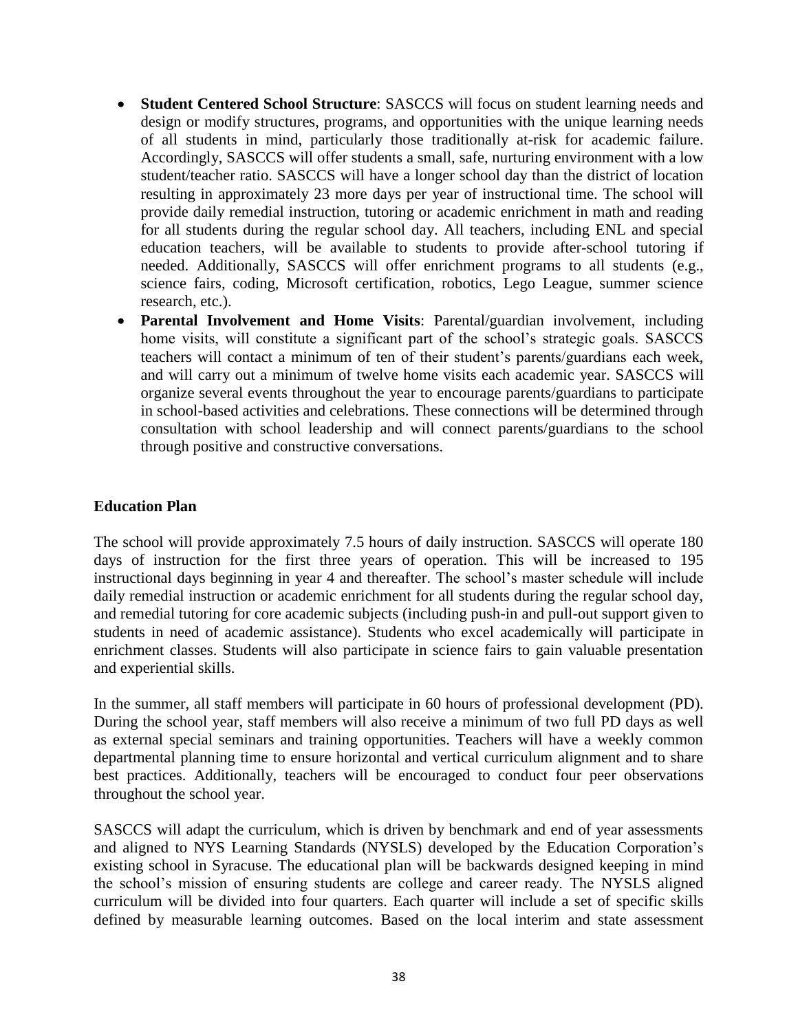- **Student Centered School Structure**: SASCCS will focus on student learning needs and design or modify structures, programs, and opportunities with the unique learning needs of all students in mind, particularly those traditionally at-risk for academic failure. Accordingly, SASCCS will offer students a small, safe, nurturing environment with a low student/teacher ratio. SASCCS will have a longer school day than the district of location resulting in approximately 23 more days per year of instructional time. The school will provide daily remedial instruction, tutoring or academic enrichment in math and reading for all students during the regular school day. All teachers, including ENL and special education teachers, will be available to students to provide after-school tutoring if needed. Additionally, SASCCS will offer enrichment programs to all students (e.g., science fairs, coding, Microsoft certification, robotics, Lego League, summer science research, etc.).
- **Parental Involvement and Home Visits**: Parental/guardian involvement, including home visits, will constitute a significant part of the school's strategic goals. SASCCS teachers will contact a minimum of ten of their student's parents/guardians each week, and will carry out a minimum of twelve home visits each academic year. SASCCS will organize several events throughout the year to encourage parents/guardians to participate in school-based activities and celebrations. These connections will be determined through consultation with school leadership and will connect parents/guardians to the school through positive and constructive conversations.

**Education Plan**

The school will provide approximately 7.5 hours of daily instruction. SASCCS will operate 180 days of instruction for the first three years of operation. This will be increased to 195 instructional days beginning in year 4 and thereafter. The school's master schedule will include daily remedial instruction or academic enrichment for all students during the regular school day, and remedial tutoring for core academic subjects (including push-in and pull-out support given to students in need of academic assistance). Students who excel academically will participate in enrichment classes. Students will also participate in science fairs to gain valuable presentation and experiential skills.

In the summer, all staff members will participate in 60 hours of professional development (PD). During the school year, staff members will also receive a minimum of two full PD days as well as external special seminars and training opportunities. Teachers will have a weekly common departmental planning time to ensure horizontal and vertical curriculum alignment and to share best practices. Additionally, teachers will be encouraged to conduct four peer observations throughout the school year.

SASCCS will adapt the curriculum, which is driven by benchmark and end of year assessments and aligned to NYS Learning Standards (NYSLS) developed by the Education Corporation's existing school in Syracuse. The educational plan will be backwards designed keeping in mind the school's mission of ensuring students are college and career ready. The NYSLS aligned curriculum will be divided into four quarters. Each quarter will include a set of specific skills defined by measurable learning outcomes. Based on the local interim and state assessment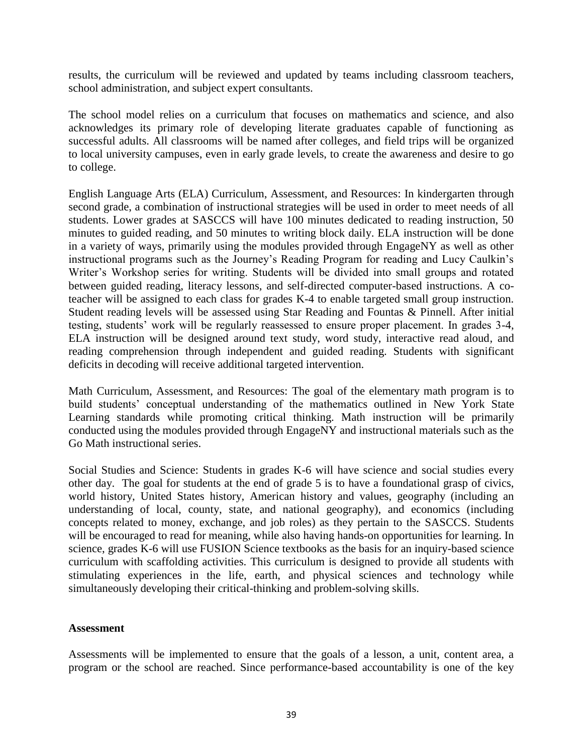results, the curriculum will be reviewed and updated by teams including classroom teachers, school administration, and subject expert consultants.

The school model relies on a curriculum that focuses on mathematics and science, and also acknowledges its primary role of developing literate graduates capable of functioning as successful adults. All classrooms will be named after colleges, and field trips will be organized to local university campuses, even in early grade levels, to create the awareness and desire to go to college.

English Language Arts (ELA) Curriculum, Assessment, and Resources: In kindergarten through second grade, a combination of instructional strategies will be used in order to meet needs of all students. Lower grades at SASCCS will have 100 minutes dedicated to reading instruction, 50 minutes to guided reading, and 50 minutes to writing block daily. ELA instruction will be done in a variety of ways, primarily using the modules provided through EngageNY as well as other instructional programs such as the Journey's Reading Program for reading and Lucy Caulkin's Writer's Workshop series for writing. Students will be divided into small groups and rotated between guided reading, literacy lessons, and self-directed computer-based instructions. A co-teacher will be assigned to each class for grades K-4 to enable targeted small group instruction. Student reading levels will be assessed using Star Reading and Fountas & Pinnell. After initial testing, students' work will be regularly reassessed to ensure proper placement. In grades 3-4, ELA instruction will be designed around text study, word study, interactive read aloud, and reading comprehension through independent and guided reading. Students with significant deficits in decoding will receive additional targeted intervention.

Math Curriculum, Assessment, and Resources: The goal of the elementary math program is to build students' conceptual understanding of the mathematics outlined in New York State Learning standards while promoting critical thinking. Math instruction will be primarily conducted using the modules provided through EngageNY and instructional materials such as the Go Math instructional series.

Social Studies and Science: Students in grades K-6 will have science and social studies every other day. The goal for students at the end of grade 5 is to have a foundational grasp of civics, world history, United States history, American history and values, geography (including an understanding of local, county, state, and national geography), and economics (including concepts related to money, exchange, and job roles) as they pertain to the SASCCS. Students will be encouraged to read for meaning, while also having hands-on opportunities for learning. In science, grades K-6 will use FUSION Science textbooks as the basis for an inquiry-based science curriculum with scaffolding activities. This curriculum is designed to provide all students with stimulating experiences in the life, earth, and physical sciences and technology while simultaneously developing their critical-thinking and problem-solving skills.

**Assessment**

Assessments will be implemented to ensure that the goals of a lesson, a unit, content area, a program or the school are reached. Since performance-based accountability is one of the key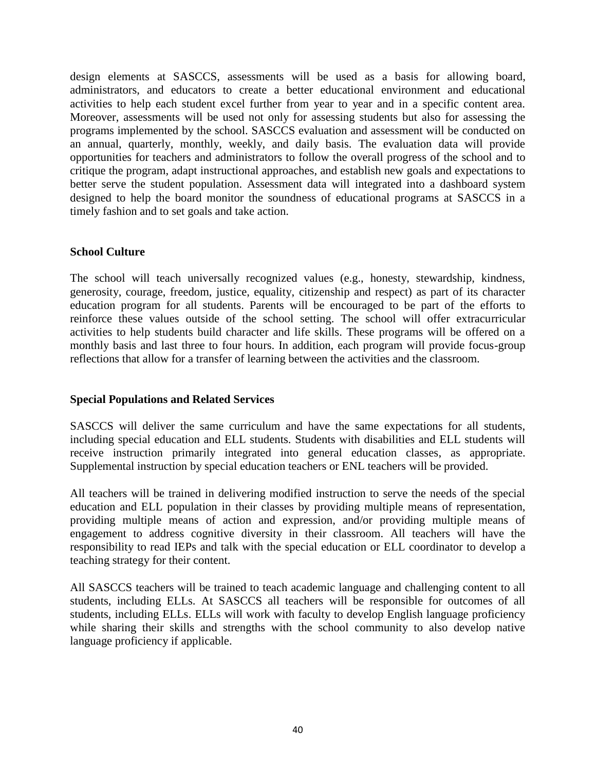design elements at SASCCS, assessments will be used as a basis for allowing board, administrators, and educators to create a better educational environment and educational activities to help each student excel further from year to year and in a specific content area. Moreover, assessments will be used not only for assessing students but also for assessing the programs implemented by the school. SASCCS evaluation and assessment will be conducted on an annual, quarterly, monthly, weekly, and daily basis. The evaluation data will provide opportunities for teachers and administrators to follow the overall progress of the school and to critique the program, adapt instructional approaches, and establish new goals and expectations to better serve the student population. Assessment data will integrated into a dashboard system designed to help the board monitor the soundness of educational programs at SASCCS in a timely fashion and to set goals and take action.

**School Culture**

The school will teach universally recognized values (e.g., honesty, stewardship, kindness, generosity, courage, freedom, justice, equality, citizenship and respect) as part of its character education program for all students. Parents will be encouraged to be part of the efforts to reinforce these values outside of the school setting. The school will offer extracurricular activities to help students build character and life skills. These programs will be offered on a monthly basis and last three to four hours. In addition, each program will provide focus-group reflections that allow for a transfer of learning between the activities and the classroom.

**Special Populations and Related Services**

SASCCS will deliver the same curriculum and have the same expectations for all students, including special education and ELL students. Students with disabilities and ELL students will receive instruction primarily integrated into general education classes, as appropriate. Supplemental instruction by special education teachers or ENL teachers will be provided.

All teachers will be trained in delivering modified instruction to serve the needs of the special education and ELL population in their classes by providing multiple means of representation, providing multiple means of action and expression, and/or providing multiple means of engagement to address cognitive diversity in their classroom. All teachers will have the responsibility to read IEPs and talk with the special education or ELL coordinator to develop a teaching strategy for their content.

All SASCCS teachers will be trained to teach academic language and challenging content to all students, including ELLs. At SASCCS all teachers will be responsible for outcomes of all students, including ELLs. ELLs will work with faculty to develop English language proficiency while sharing their skills and strengths with the school community to also develop native language proficiency if applicable.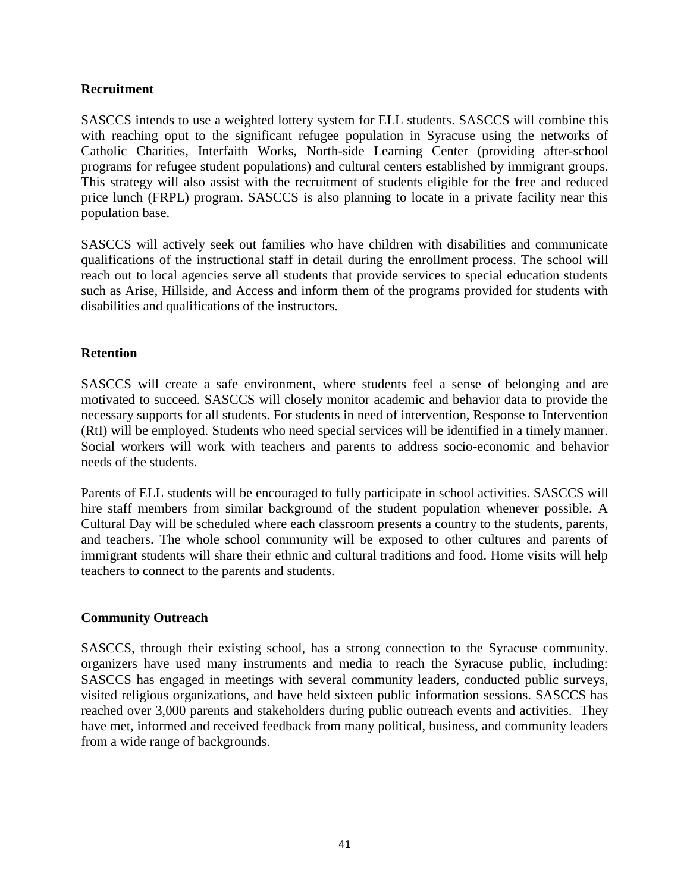**Recruitment**

SASCCS intends to use a weighted lottery system for ELL students. SASCCS will combine this with reaching oput to the significant refugee population in Syracuse using the networks of Catholic Charities, Interfaith Works, North-side Learning Center (providing after-school programs for refugee student populations) and cultural centers established by immigrant groups. This strategy will also assist with the recruitment of students eligible for the free and reduced price lunch (FRPL) program. SASCCS is also planning to locate in a private facility near this population base.

SASCCS will actively seek out families who have children with disabilities and communicate qualifications of the instructional staff in detail during the enrollment process. The school will reach out to local agencies serve all students that provide services to special education students such as Arise, Hillside, and Access and inform them of the programs provided for students with disabilities and qualifications of the instructors.

**Retention**

SASCCS will create a safe environment, where students feel a sense of belonging and are motivated to succeed. SASCCS will closely monitor academic and behavior data to provide the necessary supports for all students. For students in need of intervention, Response to Intervention (RtI) will be employed. Students who need special services will be identified in a timely manner. Social workers will work with teachers and parents to address socio-economic and behavior needs of the students.

Parents of ELL students will be encouraged to fully participate in school activities. SASCCS will hire staff members from similar background of the student population whenever possible. A Cultural Day will be scheduled where each classroom presents a country to the students, parents, and teachers. The whole school community will be exposed to other cultures and parents of immigrant students will share their ethnic and cultural traditions and food. Home visits will help teachers to connect to the parents and students.

**Community Outreach**

SASCCS, through their existing school, has a strong connection to the Syracuse community. organizers have used many instruments and media to reach the Syracuse public, including: SASCCS has engaged in meetings with several community leaders, conducted public surveys, visited religious organizations, and have held sixteen public information sessions. SASCCS has reached over 3,000 parents and stakeholders during public outreach events and activities. They have met, informed and received feedback from many political, business, and community leaders from a wide range of backgrounds.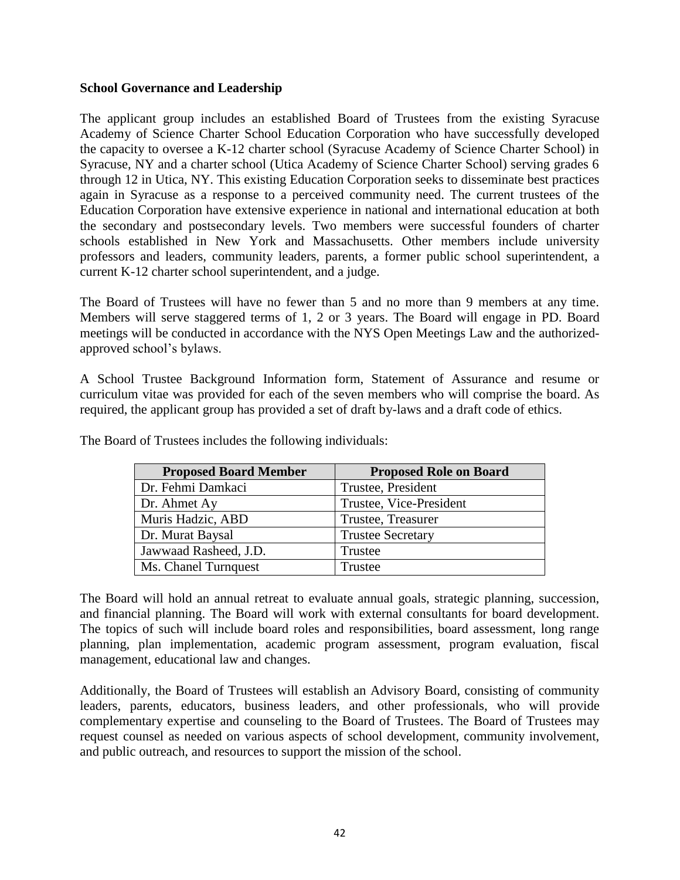**School Governance and Leadership**

The applicant group includes an established Board of Trustees from the existing Syracuse Academy of Science Charter School Education Corporation who have successfully developed the capacity to oversee a K-12 charter school (Syracuse Academy of Science Charter School) in Syracuse, NY and a charter school (Utica Academy of Science Charter School) serving grades 6 through 12 in Utica, NY. This existing Education Corporation seeks to disseminate best practices again in Syracuse as a response to a perceived community need. The current trustees of the Education Corporation have extensive experience in national and international education at both the secondary and postsecondary levels. Two members were successful founders of charter schools established in New York and Massachusetts. Other members include university professors and leaders, community leaders, parents, a former public school superintendent, a current K-12 charter school superintendent, and a judge.

The Board of Trustees will have no fewer than 5 and no more than 9 members at any time. Members will serve staggered terms of 1, 2 or 3 years. The Board will engage in PD. Board meetings will be conducted in accordance with the NYS Open Meetings Law and the authorized-approved school's bylaws.

A School Trustee Background Information form, Statement of Assurance and resume or curriculum vitae was provided for each of the seven members who will comprise the board. As required, the applicant group has provided a set of draft by-laws and a draft code of ethics.

The Board of Trustees includes the following individuals:

| Proposed Board Member | Proposed Role on Board |
|---|---|
| Dr. Fehmi Damkaci | Trustee, President |
| Dr. Ahmet Ay | Trustee, Vice-President |
| Muris Hadzic, ABD | Trustee, Treasurer |
| Dr. Murat Baysal | Trustee Secretary |
| Jawwaad Rasheed, J.D. | Trustee |
| Ms. Chanel Turnquest | Trustee |

The Board will hold an annual retreat to evaluate annual goals, strategic planning, succession, and financial planning. The Board will work with external consultants for board development. The topics of such will include board roles and responsibilities, board assessment, long range planning, plan implementation, academic program assessment, program evaluation, fiscal management, educational law and changes.

Additionally, the Board of Trustees will establish an Advisory Board, consisting of community leaders, parents, educators, business leaders, and other professionals, who will provide complementary expertise and counseling to the Board of Trustees. The Board of Trustees may request counsel as needed on various aspects of school development, community involvement, and public outreach, and resources to support the mission of the school.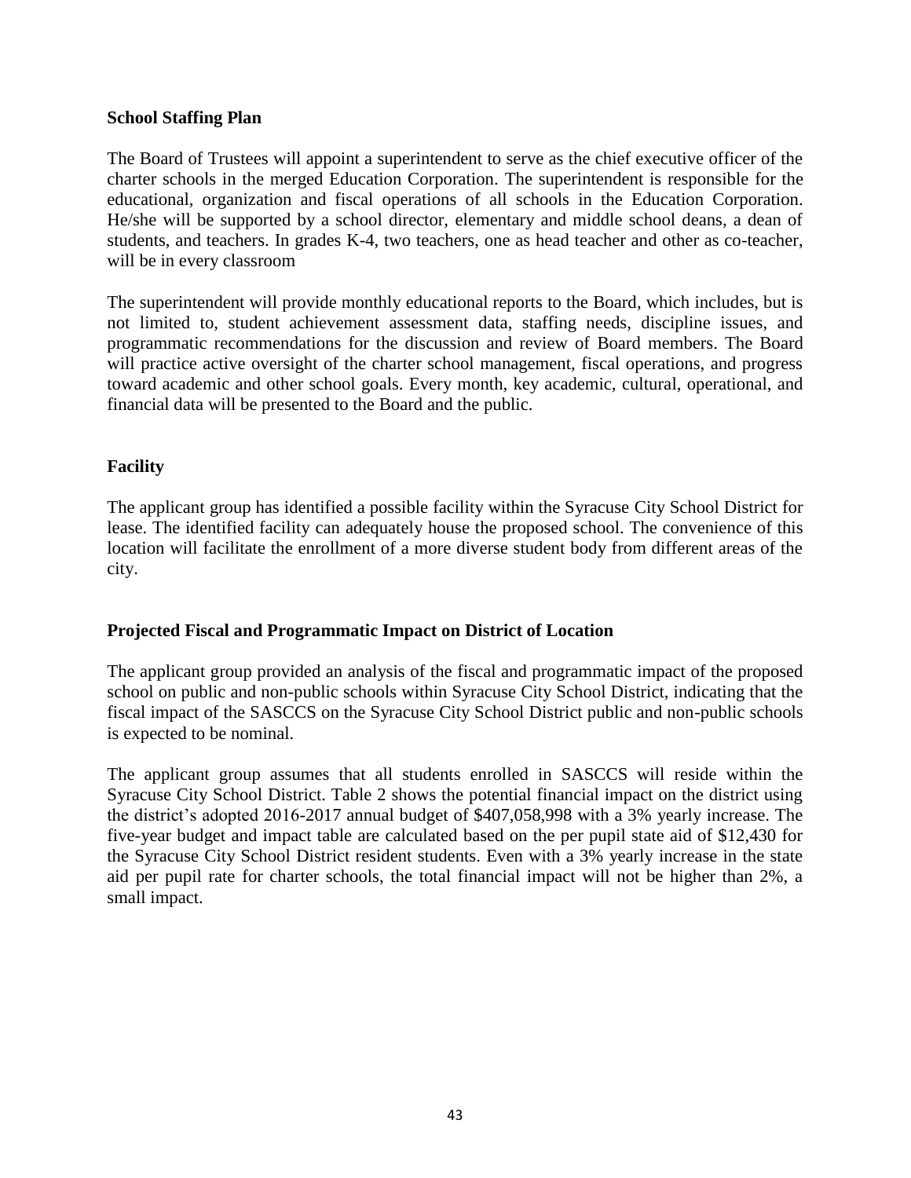**School Staffing Plan**

The Board of Trustees will appoint a superintendent to serve as the chief executive officer of the charter schools in the merged Education Corporation. The superintendent is responsible for the educational, organization and fiscal operations of all schools in the Education Corporation. He/she will be supported by a school director, elementary and middle school deans, a dean of students, and teachers. In grades K-4, two teachers, one as head teacher and other as co-teacher, will be in every classroom

The superintendent will provide monthly educational reports to the Board, which includes, but is not limited to, student achievement assessment data, staffing needs, discipline issues, and programmatic recommendations for the discussion and review of Board members. The Board will practice active oversight of the charter school management, fiscal operations, and progress toward academic and other school goals. Every month, key academic, cultural, operational, and financial data will be presented to the Board and the public.

**Facility**

The applicant group has identified a possible facility within the Syracuse City School District for lease. The identified facility can adequately house the proposed school. The convenience of this location will facilitate the enrollment of a more diverse student body from different areas of the city.

**Projected Fiscal and Programmatic Impact on District of Location**

The applicant group provided an analysis of the fiscal and programmatic impact of the proposed school on public and non-public schools within Syracuse City School District, indicating that the fiscal impact of the SASCCS on the Syracuse City School District public and non-public schools is expected to be nominal.

The applicant group assumes that all students enrolled in SASCCS will reside within the Syracuse City School District. Table 2 shows the potential financial impact on the district using the district's adopted 2016-2017 annual budget of $407,058,998 with a 3% yearly increase. The five-year budget and impact table are calculated based on the per pupil state aid of $12,430 for the Syracuse City School District resident students. Even with a 3% yearly increase in the state aid per pupil rate for charter schools, the total financial impact will not be higher than 2%, a small impact.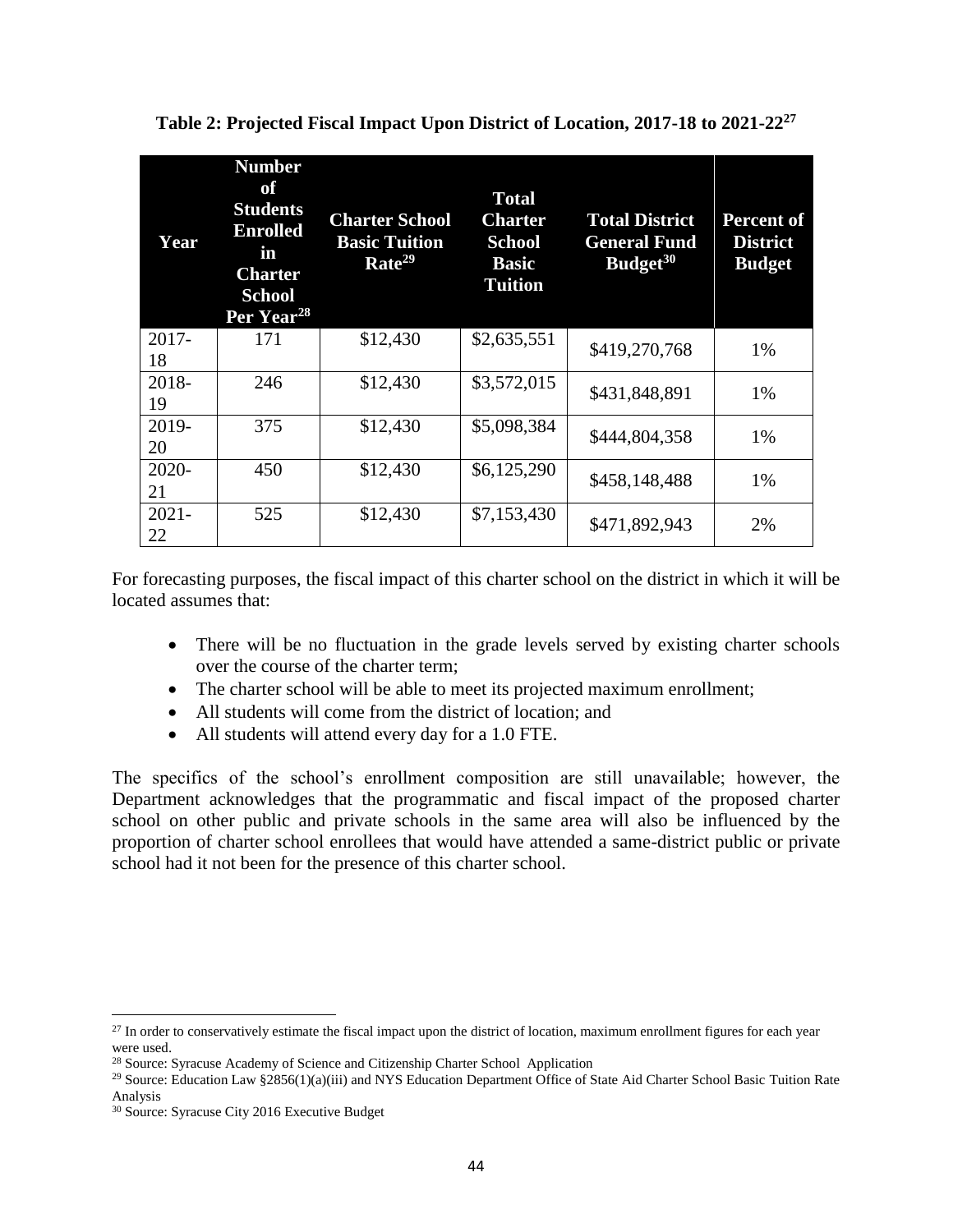**Table 2: Projected Fiscal Impact Upon District of Location, 2017-18 to 2021-22[27]**

| Year | Number of Students Enrolled in Charter School Per Year[28] | Charter School Basic Tuition Rate[29] | Total Charter School Basic Tuition | Total District General Fund Budget[30] | Percent of District Budget |
|---|---|---|---|---|---|
| 2017-18 | 171 | \$12,430 | \$2,635,551 | \$419,270,768 | 1% |
| 2018-19 | 246 | \$12,430 | \$3,572,015 | \$431,848,891 | 1% |
| 2019-20 | 375 | \$12,430 | \$5,098,384 | \$444,804,358 | 1% |
| 2020-21 | 450 | \$12,430 | \$6,125,290 | \$458,148,488 | 1% |
| 2021-22 | 525 | \$12,430 | \$7,153,430 | \$471,892,943 | 2% |

For forecasting purposes, the fiscal impact of this charter school on the district in which it will be located assumes that:

- There will be no fluctuation in the grade levels served by existing charter schools over the course of the charter term;
- The charter school will be able to meet its projected maximum enrollment;
- All students will come from the district of location; and
- All students will attend every day for a 1.0 FTE.

The specifics of the school's enrollment composition are still unavailable; however, the Department acknowledges that the programmatic and fiscal impact of the proposed charter school on other public and private schools in the same area will also be influenced by the proportion of charter school enrollees that would have attended a same-district public or private school had it not been for the presence of this charter school.

[27] In order to conservatively estimate the fiscal impact upon the district of location, maximum enrollment figures for each year were used.

[28] Source: Syracuse Academy of Science and Citizenship Charter School Application

[29] Source: Education Law §2856(1)(a)(iii) and NYS Education Department Office of State Aid Charter School Basic Tuition Rate Analysis

[30] Source: Syracuse City 2016 Executive Budget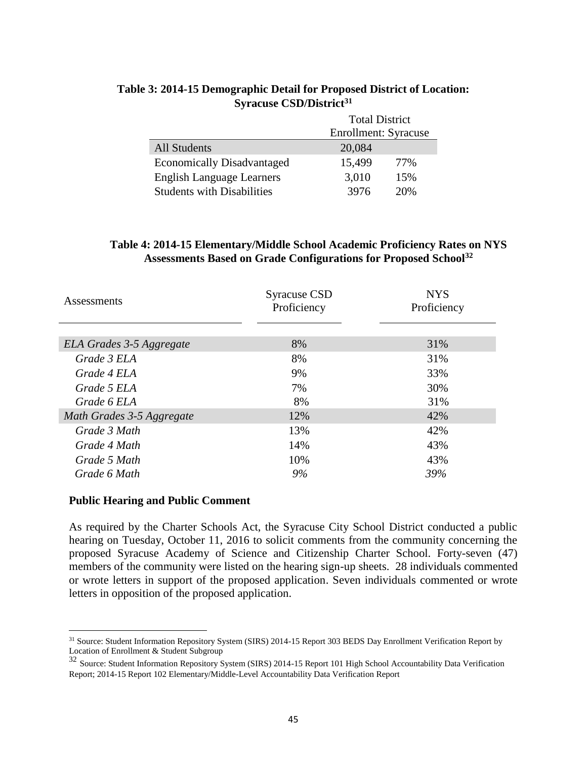**Table 3: 2014-15 Demographic Detail for Proposed District of Location: Syracuse CSD/District[31]**

| | Total District Enrollment: Syracuse | |
|---|---|---|
| All Students | 20,084 | |
| Economically Disadvantaged | 15,499 | 77% |
| English Language Learners | 3,010 | 15% |
| Students with Disabilities | 3976 | 20% |

**Table 4: 2014-15 Elementary/Middle School Academic Proficiency Rates on NYS Assessments Based on Grade Configurations for Proposed School[32]**

| Assessments | Syracuse CSD Proficiency | NYS Proficiency |
|---|---|---|
| *ELA Grades 3-5 Aggregate* | 8% | 31% |
| *Grade 3 ELA* | 8% | 31% |
| *Grade 4 ELA* | 9% | 33% |
| *Grade 5 ELA* | 7% | 30% |
| *Grade 6 ELA* | 8% | 31% |
| *Math Grades 3-5 Aggregate* | 12% | 42% |
| *Grade 3 Math* | 13% | 42% |
| *Grade 4 Math* | 14% | 43% |
| *Grade 5 Math* | 10% | 43% |
| *Grade 6 Math* | *9%* | *39%* |

**Public Hearing and Public Comment**

As required by the Charter Schools Act, the Syracuse City School District conducted a public hearing on Tuesday, October 11, 2016 to solicit comments from the community concerning the proposed Syracuse Academy of Science and Citizenship Charter School. Forty-seven (47) members of the community were listed on the hearing sign-up sheets. 28 individuals commented or wrote letters in support of the proposed application. Seven individuals commented or wrote letters in opposition of the proposed application.

---

[31] Source: Student Information Repository System (SIRS) 2014-15 Report 303 BEDS Day Enrollment Verification Report by Location of Enrollment & Student Subgroup

[32] Source: Student Information Repository System (SIRS) 2014-15 Report 101 High School Accountability Data Verification Report; 2014-15 Report 102 Elementary/Middle-Level Accountability Data Verification Report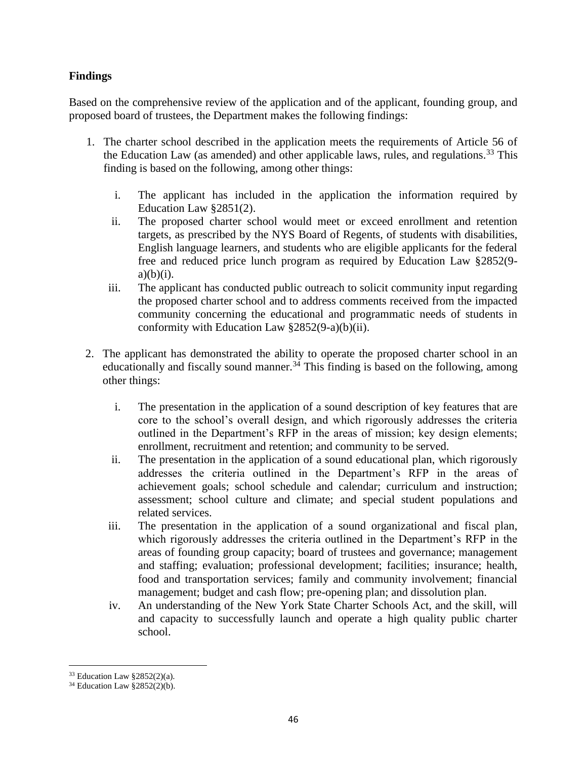## Findings

Based on the comprehensive review of the application and of the applicant, founding group, and proposed board of trustees, the Department makes the following findings:

1. The charter school described in the application meets the requirements of Article 56 of the Education Law (as amended) and other applicable laws, rules, and regulations.[33] This finding is based on the following, among other things:

   i. The applicant has included in the application the information required by Education Law §2851(2).

   ii. The proposed charter school would meet or exceed enrollment and retention targets, as prescribed by the NYS Board of Regents, of students with disabilities, English language learners, and students who are eligible applicants for the federal free and reduced price lunch program as required by Education Law §2852(9-a)(b)(i).

   iii. The applicant has conducted public outreach to solicit community input regarding the proposed charter school and to address comments received from the impacted community concerning the educational and programmatic needs of students in conformity with Education Law §2852(9-a)(b)(ii).

2. The applicant has demonstrated the ability to operate the proposed charter school in an educationally and fiscally sound manner.[34] This finding is based on the following, among other things:

   i. The presentation in the application of a sound description of key features that are core to the school's overall design, and which rigorously addresses the criteria outlined in the Department's RFP in the areas of mission; key design elements; enrollment, recruitment and retention; and community to be served.

   ii. The presentation in the application of a sound educational plan, which rigorously addresses the criteria outlined in the Department's RFP in the areas of achievement goals; school schedule and calendar; curriculum and instruction; assessment; school culture and climate; and special student populations and related services.

   iii. The presentation in the application of a sound organizational and fiscal plan, which rigorously addresses the criteria outlined in the Department's RFP in the areas of founding group capacity; board of trustees and governance; management and staffing; evaluation; professional development; facilities; insurance; health, food and transportation services; family and community involvement; financial management; budget and cash flow; pre-opening plan; and dissolution plan.

   iv. An understanding of the New York State Charter Schools Act, and the skill, will and capacity to successfully launch and operate a high quality public charter school.

---

[33] Education Law §2852(2)(a).

[34] Education Law §2852(2)(b).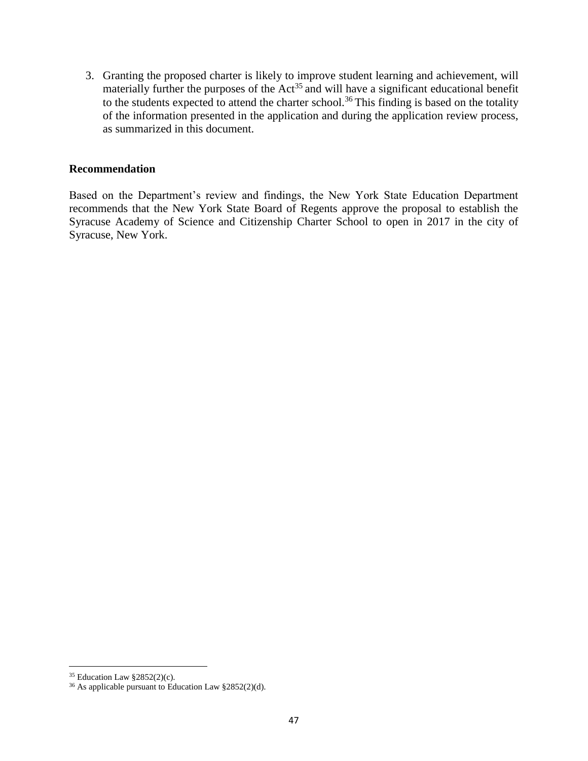3. Granting the proposed charter is likely to improve student learning and achievement, will materially further the purposes of the Act[35] and will have a significant educational benefit to the students expected to attend the charter school.[36] This finding is based on the totality of the information presented in the application and during the application review process, as summarized in this document.

**Recommendation**

Based on the Department's review and findings, the New York State Education Department recommends that the New York State Board of Regents approve the proposal to establish the Syracuse Academy of Science and Citizenship Charter School to open in 2017 in the city of Syracuse, New York.

---

[35] Education Law §2852(2)(c).

[36] As applicable pursuant to Education Law §2852(2)(d).